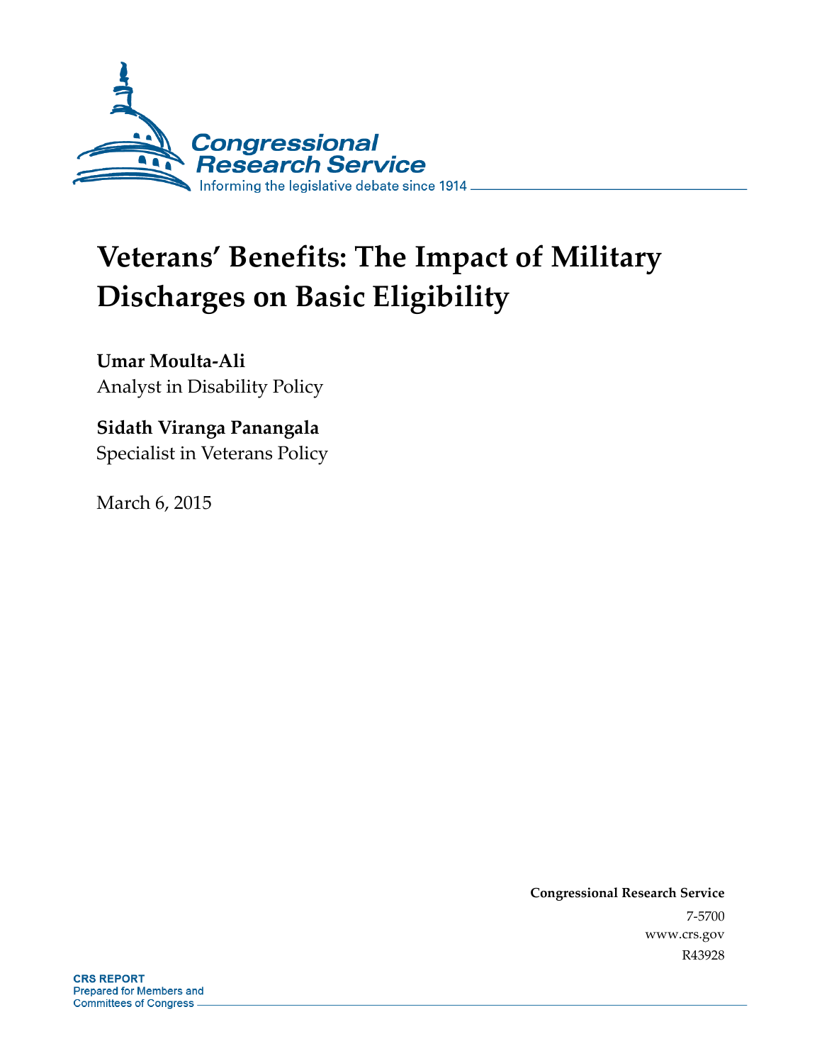Congressional Research Service

Informing the legislative debate since 1914

# Veterans' Benefits: The Impact of Military Discharges on Basic Eligibility

**Umar Moulta-Ali**
Analyst in Disability Policy

**Sidath Viranga Panangala**
Specialist in Veterans Policy

March 6, 2015

**Congressional Research Service**
7-5700
www.crs.gov
R43928

**CRS REPORT**
Prepared for Members and Committees of Congress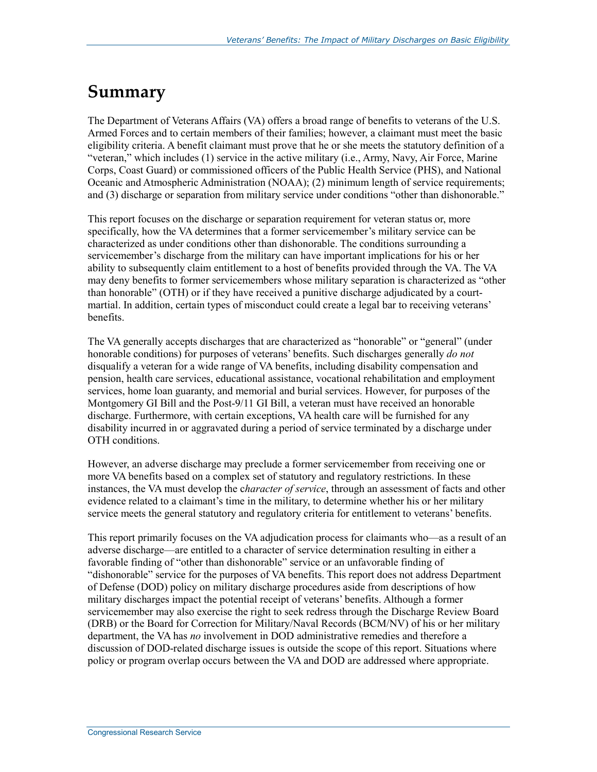# Summary

The Department of Veterans Affairs (VA) offers a broad range of benefits to veterans of the U.S. Armed Forces and to certain members of their families; however, a claimant must meet the basic eligibility criteria. A benefit claimant must prove that he or she meets the statutory definition of a "veteran," which includes (1) service in the active military (i.e., Army, Navy, Air Force, Marine Corps, Coast Guard) or commissioned officers of the Public Health Service (PHS), and National Oceanic and Atmospheric Administration (NOAA); (2) minimum length of service requirements; and (3) discharge or separation from military service under conditions "other than dishonorable."

This report focuses on the discharge or separation requirement for veteran status or, more specifically, how the VA determines that a former servicemember's military service can be characterized as under conditions other than dishonorable. The conditions surrounding a servicemember's discharge from the military can have important implications for his or her ability to subsequently claim entitlement to a host of benefits provided through the VA. The VA may deny benefits to former servicemembers whose military separation is characterized as "other than honorable" (OTH) or if they have received a punitive discharge adjudicated by a court-martial. In addition, certain types of misconduct could create a legal bar to receiving veterans' benefits.

The VA generally accepts discharges that are characterized as "honorable" or "general" (under honorable conditions) for purposes of veterans' benefits. Such discharges generally *do not* disqualify a veteran for a wide range of VA benefits, including disability compensation and pension, health care services, educational assistance, vocational rehabilitation and employment services, home loan guaranty, and memorial and burial services. However, for purposes of the Montgomery GI Bill and the Post-9/11 GI Bill, a veteran must have received an honorable discharge. Furthermore, with certain exceptions, VA health care will be furnished for any disability incurred in or aggravated during a period of service terminated by a discharge under OTH conditions.

However, an adverse discharge may preclude a former servicemember from receiving one or more VA benefits based on a complex set of statutory and regulatory restrictions. In these instances, the VA must develop the c*haracter of service*, through an assessment of facts and other evidence related to a claimant's time in the military, to determine whether his or her military service meets the general statutory and regulatory criteria for entitlement to veterans' benefits.

This report primarily focuses on the VA adjudication process for claimants who—as a result of an adverse discharge—are entitled to a character of service determination resulting in either a favorable finding of "other than dishonorable" service or an unfavorable finding of "dishonorable" service for the purposes of VA benefits. This report does not address Department of Defense (DOD) policy on military discharge procedures aside from descriptions of how military discharges impact the potential receipt of veterans' benefits. Although a former servicemember may also exercise the right to seek redress through the Discharge Review Board (DRB) or the Board for Correction for Military/Naval Records (BCM/NV) of his or her military department, the VA has *no* involvement in DOD administrative remedies and therefore a discussion of DOD-related discharge issues is outside the scope of this report. Situations where policy or program overlap occurs between the VA and DOD are addressed where appropriate.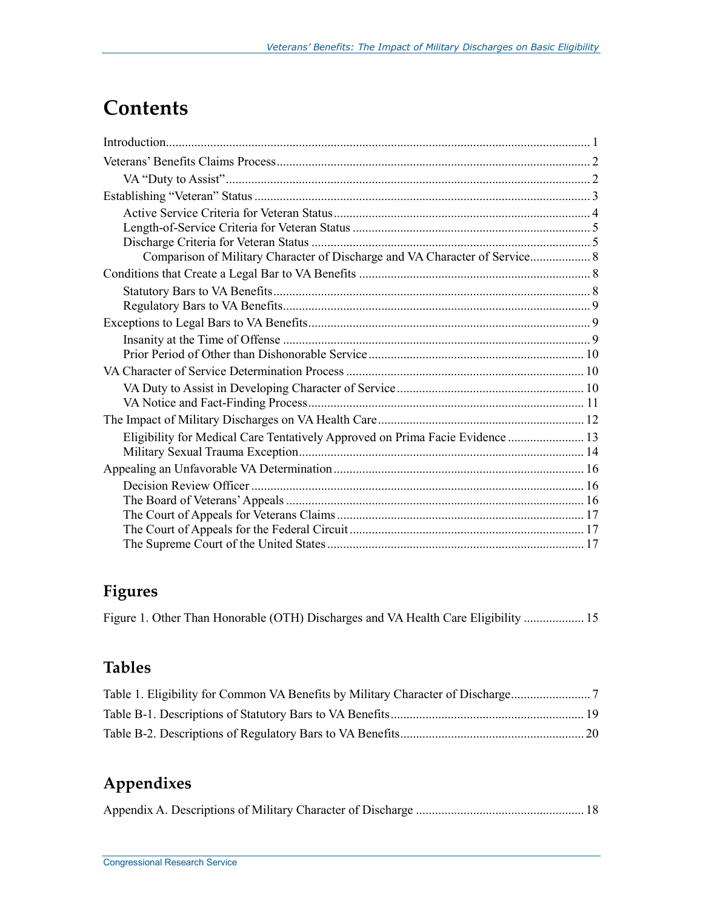# Contents

Introduction ..... 1

Veterans' Benefits Claims Process ..... 2

- VA "Duty to Assist" ..... 2

Establishing "Veteran" Status ..... 3

- Active Service Criteria for Veteran Status ..... 4
- Length-of-Service Criteria for Veteran Status ..... 5
- Discharge Criteria for Veteran Status ..... 5
  - Comparison of Military Character of Discharge and VA Character of Service ..... 8

Conditions that Create a Legal Bar to VA Benefits ..... 8

- Statutory Bars to VA Benefits ..... 8
- Regulatory Bars to VA Benefits ..... 9

Exceptions to Legal Bars to VA Benefits ..... 9

- Insanity at the Time of Offense ..... 9
- Prior Period of Other than Dishonorable Service ..... 10

VA Character of Service Determination Process ..... 10

- VA Duty to Assist in Developing Character of Service ..... 10
- VA Notice and Fact-Finding Process ..... 11

The Impact of Military Discharges on VA Health Care ..... 12

- Eligibility for Medical Care Tentatively Approved on Prima Facie Evidence ..... 13
- Military Sexual Trauma Exception ..... 14

Appealing an Unfavorable VA Determination ..... 16

- Decision Review Officer ..... 16
- The Board of Veterans' Appeals ..... 16
- The Court of Appeals for Veterans Claims ..... 17
- The Court of Appeals for the Federal Circuit ..... 17
- The Supreme Court of the United States ..... 17

## Figures

Figure 1. Other Than Honorable (OTH) Discharges and VA Health Care Eligibility ..... 15

## Tables

Table 1. Eligibility for Common VA Benefits by Military Character of Discharge ..... 7

Table B-1. Descriptions of Statutory Bars to VA Benefits ..... 19

Table B-2. Descriptions of Regulatory Bars to VA Benefits ..... 20

## Appendixes

Appendix A. Descriptions of Military Character of Discharge ..... 18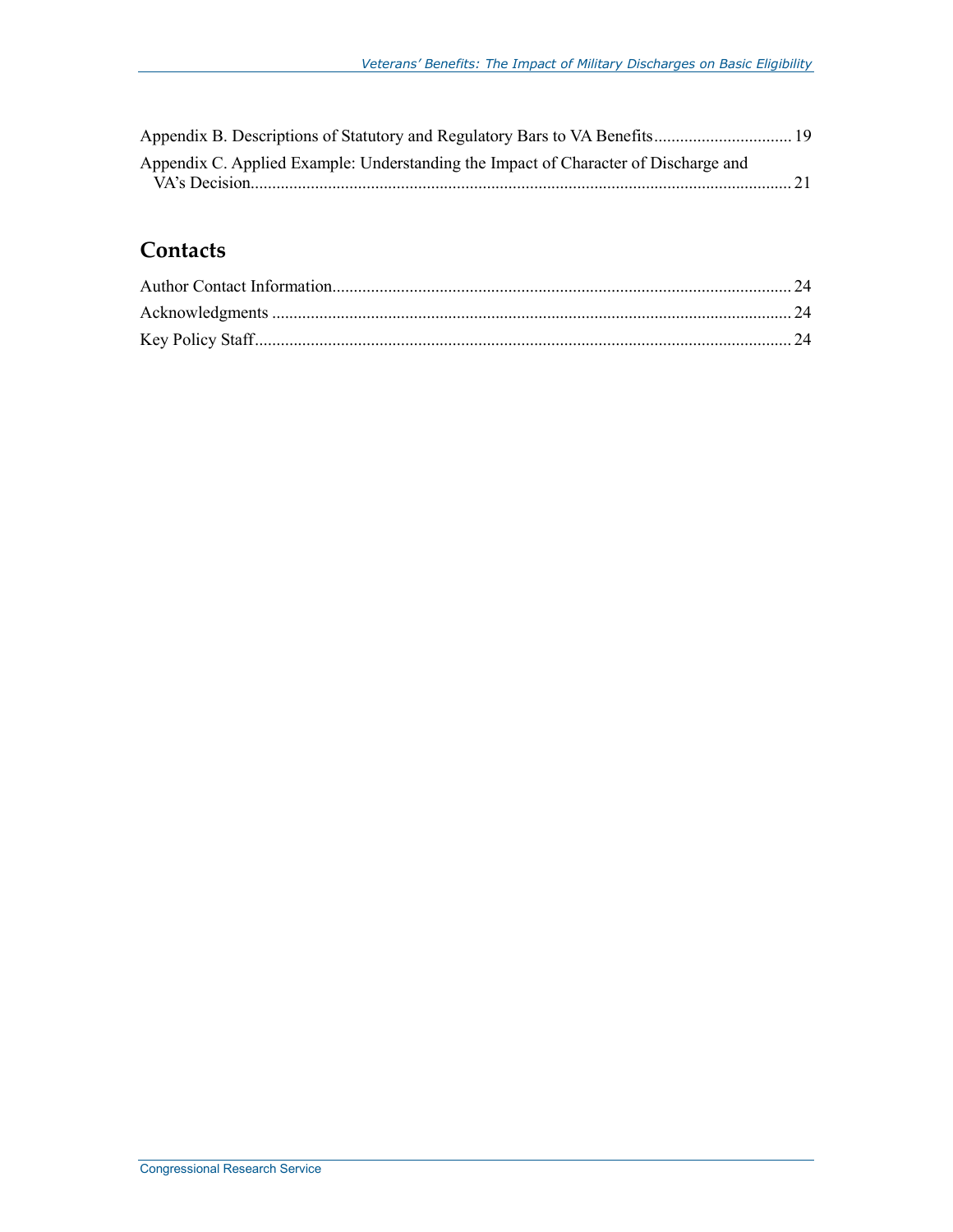Appendix B. Descriptions of Statutory and Regulatory Bars to VA Benefits ................................ 19

Appendix C. Applied Example: Understanding the Impact of Character of Discharge and VA's Decision ............................................................................................................................ 21

## Contacts

Author Contact Information ......................................................................................................... 24

Acknowledgments ........................................................................................................................ 24

Key Policy Staff ............................................................................................................................ 24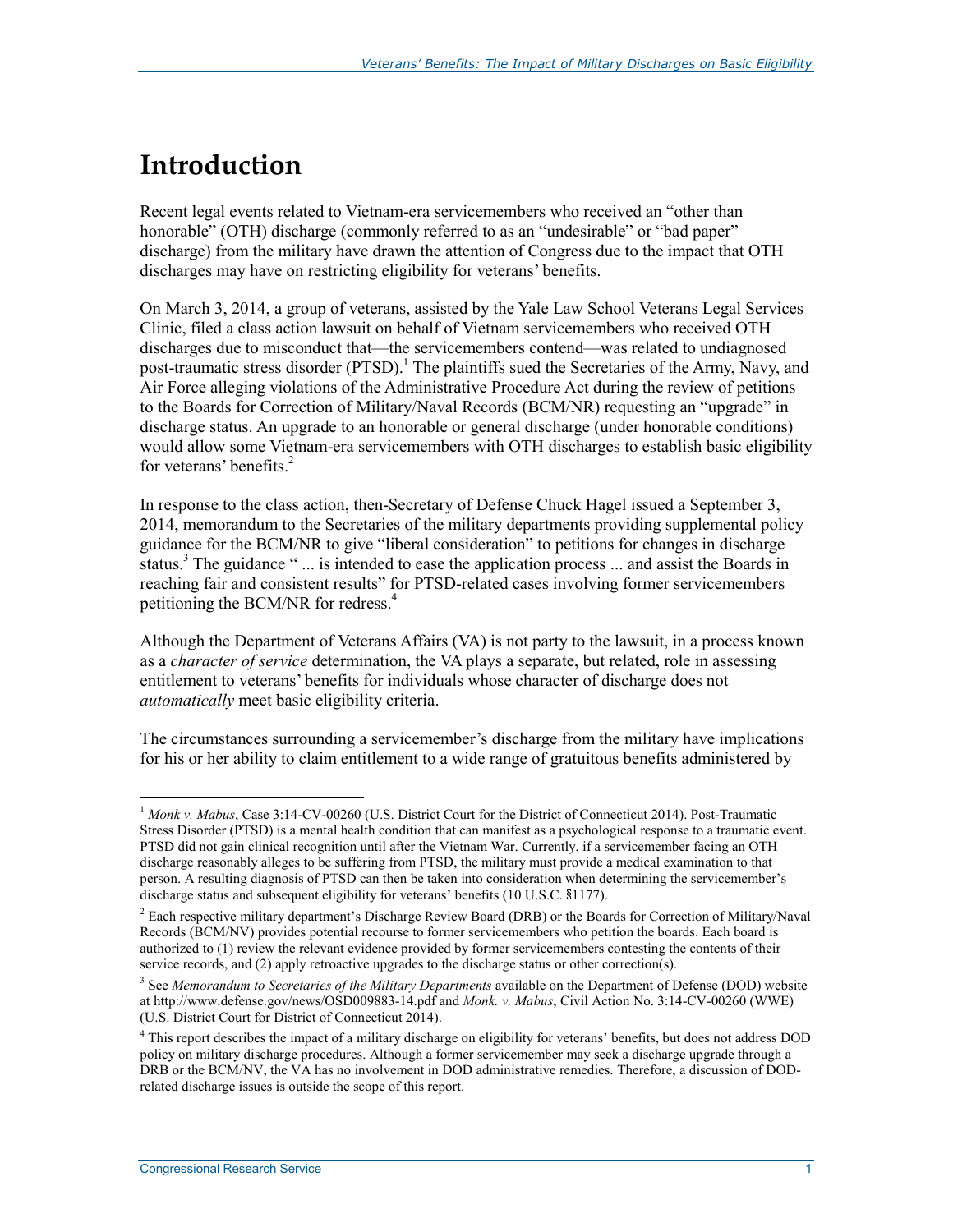# Introduction

Recent legal events related to Vietnam-era servicemembers who received an "other than honorable" (OTH) discharge (commonly referred to as an "undesirable" or "bad paper" discharge) from the military have drawn the attention of Congress due to the impact that OTH discharges may have on restricting eligibility for veterans' benefits.

On March 3, 2014, a group of veterans, assisted by the Yale Law School Veterans Legal Services Clinic, filed a class action lawsuit on behalf of Vietnam servicemembers who received OTH discharges due to misconduct that—the servicemembers contend—was related to undiagnosed post-traumatic stress disorder (PTSD).[1] The plaintiffs sued the Secretaries of the Army, Navy, and Air Force alleging violations of the Administrative Procedure Act during the review of petitions to the Boards for Correction of Military/Naval Records (BCM/NR) requesting an "upgrade" in discharge status. An upgrade to an honorable or general discharge (under honorable conditions) would allow some Vietnam-era servicemembers with OTH discharges to establish basic eligibility for veterans' benefits.[2]

In response to the class action, then-Secretary of Defense Chuck Hagel issued a September 3, 2014, memorandum to the Secretaries of the military departments providing supplemental policy guidance for the BCM/NR to give "liberal consideration" to petitions for changes in discharge status.[3] The guidance " ... is intended to ease the application process ... and assist the Boards in reaching fair and consistent results" for PTSD-related cases involving former servicemembers petitioning the BCM/NR for redress.[4]

Although the Department of Veterans Affairs (VA) is not party to the lawsuit, in a process known as a *character of service* determination, the VA plays a separate, but related, role in assessing entitlement to veterans' benefits for individuals whose character of discharge does not *automatically* meet basic eligibility criteria.

The circumstances surrounding a servicemember's discharge from the military have implications for his or her ability to claim entitlement to a wide range of gratuitous benefits administered by

---

[1] *Monk v. Mabus*, Case 3:14-CV-00260 (U.S. District Court for the District of Connecticut 2014). Post-Traumatic Stress Disorder (PTSD) is a mental health condition that can manifest as a psychological response to a traumatic event. PTSD did not gain clinical recognition until after the Vietnam War. Currently, if a servicemember facing an OTH discharge reasonably alleges to be suffering from PTSD, the military must provide a medical examination to that person. A resulting diagnosis of PTSD can then be taken into consideration when determining the servicemember's discharge status and subsequent eligibility for veterans' benefits (10 U.S.C. §1177).

[2] Each respective military department's Discharge Review Board (DRB) or the Boards for Correction of Military/Naval Records (BCM/NV) provides potential recourse to former servicemembers who petition the boards. Each board is authorized to (1) review the relevant evidence provided by former servicemembers contesting the contents of their service records, and (2) apply retroactive upgrades to the discharge status or other correction(s).

[3] See *Memorandum to Secretaries of the Military Departments* available on the Department of Defense (DOD) website at http://www.defense.gov/news/OSD009883-14.pdf and *Monk. v. Mabus*, Civil Action No. 3:14-CV-00260 (WWE) (U.S. District Court for District of Connecticut 2014).

[4] This report describes the impact of a military discharge on eligibility for veterans' benefits, but does not address DOD policy on military discharge procedures. Although a former servicemember may seek a discharge upgrade through a DRB or the BCM/NV, the VA has no involvement in DOD administrative remedies. Therefore, a discussion of DOD-related discharge issues is outside the scope of this report.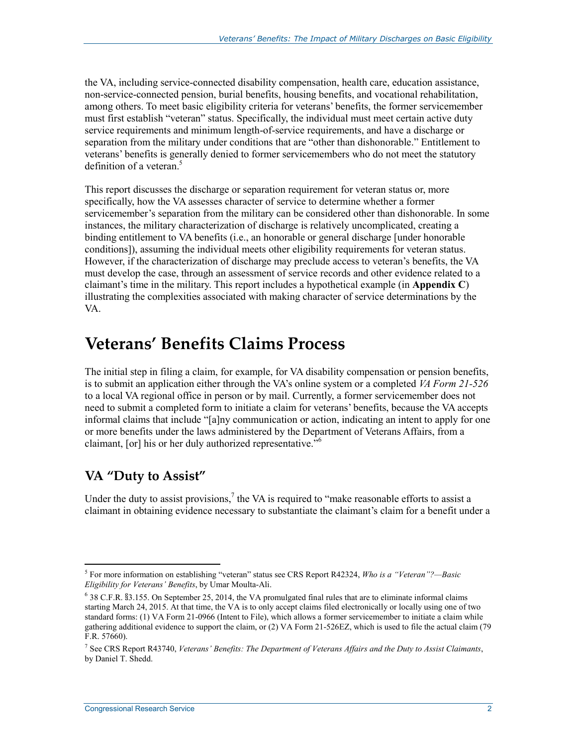the VA, including service-connected disability compensation, health care, education assistance, non-service-connected pension, burial benefits, housing benefits, and vocational rehabilitation, among others. To meet basic eligibility criteria for veterans' benefits, the former servicemember must first establish "veteran" status. Specifically, the individual must meet certain active duty service requirements and minimum length-of-service requirements, and have a discharge or separation from the military under conditions that are "other than dishonorable." Entitlement to veterans' benefits is generally denied to former servicemembers who do not meet the statutory definition of a veteran.[5]

This report discusses the discharge or separation requirement for veteran status or, more specifically, how the VA assesses character of service to determine whether a former servicemember's separation from the military can be considered other than dishonorable. In some instances, the military characterization of discharge is relatively uncomplicated, creating a binding entitlement to VA benefits (i.e., an honorable or general discharge [under honorable conditions]), assuming the individual meets other eligibility requirements for veteran status. However, if the characterization of discharge may preclude access to veteran's benefits, the VA must develop the case, through an assessment of service records and other evidence related to a claimant's time in the military. This report includes a hypothetical example (in **Appendix C**) illustrating the complexities associated with making character of service determinations by the VA.

# Veterans' Benefits Claims Process

The initial step in filing a claim, for example, for VA disability compensation or pension benefits, is to submit an application either through the VA's online system or a completed *VA Form 21-526* to a local VA regional office in person or by mail. Currently, a former servicemember does not need to submit a completed form to initiate a claim for veterans' benefits, because the VA accepts informal claims that include "[a]ny communication or action, indicating an intent to apply for one or more benefits under the laws administered by the Department of Veterans Affairs, from a claimant, [or] his or her duly authorized representative."[6]

## VA "Duty to Assist"

Under the duty to assist provisions,[7] the VA is required to "make reasonable efforts to assist a claimant in obtaining evidence necessary to substantiate the claimant's claim for a benefit under a

---

[5] For more information on establishing "veteran" status see CRS Report R42324, *Who is a "Veteran"?—Basic Eligibility for Veterans' Benefits*, by Umar Moulta-Ali.

[6] 38 C.F.R. §3.155. On September 25, 2014, the VA promulgated final rules that are to eliminate informal claims starting March 24, 2015. At that time, the VA is to only accept claims filed electronically or locally using one of two standard forms: (1) VA Form 21-0966 (Intent to File), which allows a former servicemember to initiate a claim while gathering additional evidence to support the claim, or (2) VA Form 21-526EZ, which is used to file the actual claim (79 F.R. 57660).

[7] See CRS Report R43740, *Veterans' Benefits: The Department of Veterans Affairs and the Duty to Assist Claimants*, by Daniel T. Shedd.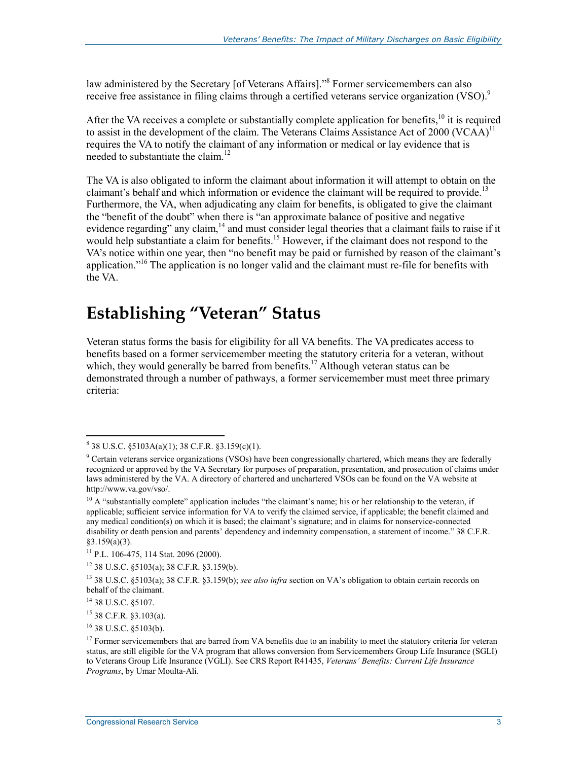law administered by the Secretary [of Veterans Affairs]."[8] Former servicemembers can also receive free assistance in filing claims through a certified veterans service organization (VSO).[9]

After the VA receives a complete or substantially complete application for benefits,[10] it is required to assist in the development of the claim. The Veterans Claims Assistance Act of 2000 (VCAA)[11] requires the VA to notify the claimant of any information or medical or lay evidence that is needed to substantiate the claim.[12]

The VA is also obligated to inform the claimant about information it will attempt to obtain on the claimant's behalf and which information or evidence the claimant will be required to provide.[13] Furthermore, the VA, when adjudicating any claim for benefits, is obligated to give the claimant the "benefit of the doubt" when there is "an approximate balance of positive and negative evidence regarding" any claim,[14] and must consider legal theories that a claimant fails to raise if it would help substantiate a claim for benefits.[15] However, if the claimant does not respond to the VA's notice within one year, then "no benefit may be paid or furnished by reason of the claimant's application."[16] The application is no longer valid and the claimant must re-file for benefits with the VA.

## Establishing "Veteran" Status

Veteran status forms the basis for eligibility for all VA benefits. The VA predicates access to benefits based on a former servicemember meeting the statutory criteria for a veteran, without which, they would generally be barred from benefits.[17] Although veteran status can be demonstrated through a number of pathways, a former servicemember must meet three primary criteria:

---

[8] 38 U.S.C. §5103A(a)(1); 38 C.F.R. §3.159(c)(1).

[9] Certain veterans service organizations (VSOs) have been congressionally chartered, which means they are federally recognized or approved by the VA Secretary for purposes of preparation, presentation, and prosecution of claims under laws administered by the VA. A directory of chartered and unchartered VSOs can be found on the VA website at http://www.va.gov/vso/.

[10] A "substantially complete" application includes "the claimant's name; his or her relationship to the veteran, if applicable; sufficient service information for VA to verify the claimed service, if applicable; the benefit claimed and any medical condition(s) on which it is based; the claimant's signature; and in claims for nonservice-connected disability or death pension and parents' dependency and indemnity compensation, a statement of income." 38 C.F.R. §3.159(a)(3).

[11] P.L. 106-475, 114 Stat. 2096 (2000).

[12] 38 U.S.C. §5103(a); 38 C.F.R. §3.159(b).

[13] 38 U.S.C. §5103(a); 38 C.F.R. §3.159(b); *see also infra* section on VA's obligation to obtain certain records on behalf of the claimant.

[14] 38 U.S.C. §5107.

[15] 38 C.F.R. §3.103(a).

[16] 38 U.S.C. §5103(b).

[17] Former servicemembers that are barred from VA benefits due to an inability to meet the statutory criteria for veteran status, are still eligible for the VA program that allows conversion from Servicemembers Group Life Insurance (SGLI) to Veterans Group Life Insurance (VGLI). See CRS Report R41435, *Veterans' Benefits: Current Life Insurance Programs*, by Umar Moulta-Ali.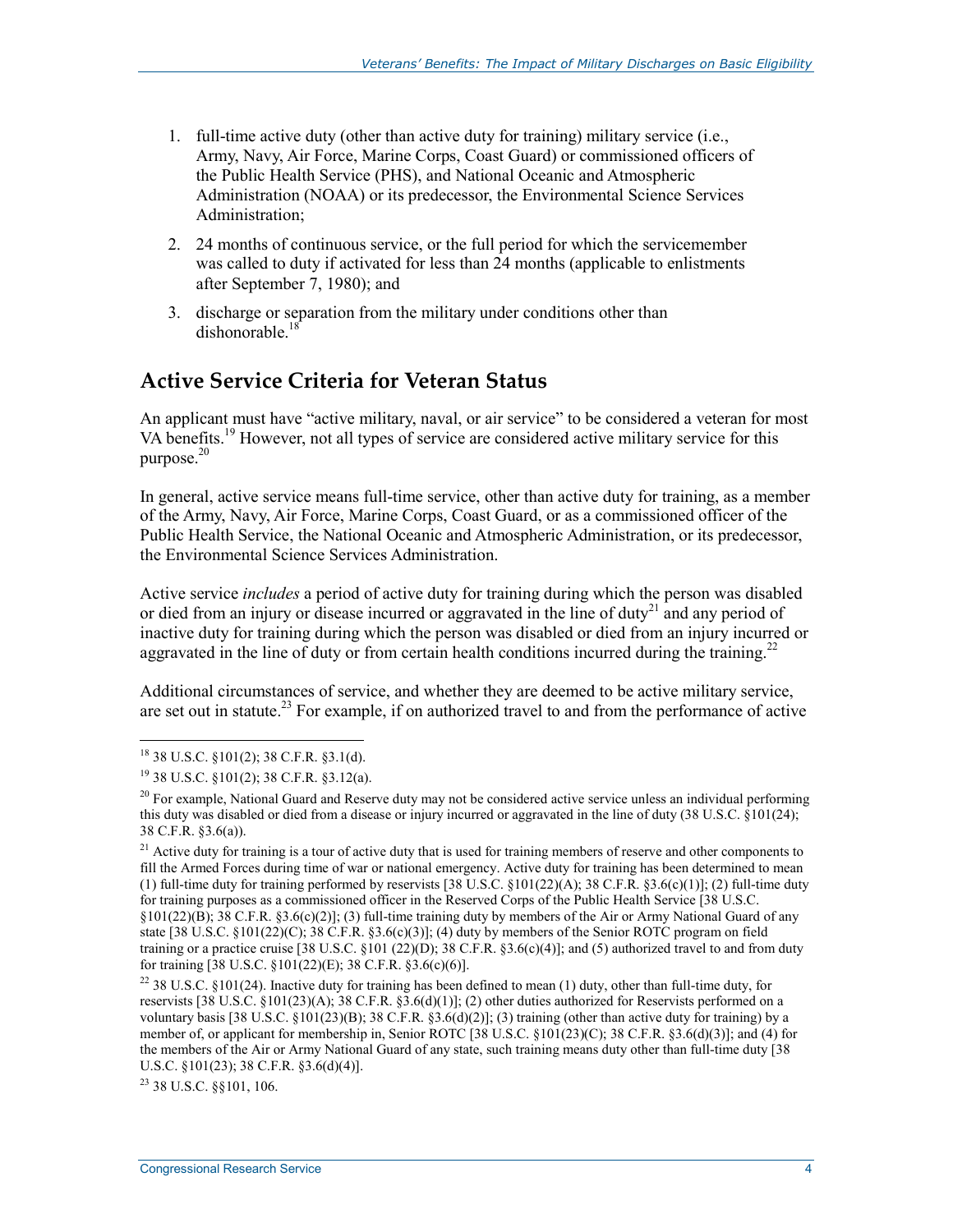1. full-time active duty (other than active duty for training) military service (i.e., Army, Navy, Air Force, Marine Corps, Coast Guard) or commissioned officers of the Public Health Service (PHS), and National Oceanic and Atmospheric Administration (NOAA) or its predecessor, the Environmental Science Services Administration;
2. 24 months of continuous service, or the full period for which the servicemember was called to duty if activated for less than 24 months (applicable to enlistments after September 7, 1980); and
3. discharge or separation from the military under conditions other than dishonorable.[18]

## Active Service Criteria for Veteran Status

An applicant must have "active military, naval, or air service" to be considered a veteran for most VA benefits.[19] However, not all types of service are considered active military service for this purpose.[20]

In general, active service means full-time service, other than active duty for training, as a member of the Army, Navy, Air Force, Marine Corps, Coast Guard, or as a commissioned officer of the Public Health Service, the National Oceanic and Atmospheric Administration, or its predecessor, the Environmental Science Services Administration.

Active service *includes* a period of active duty for training during which the person was disabled or died from an injury or disease incurred or aggravated in the line of duty[21] and any period of inactive duty for training during which the person was disabled or died from an injury incurred or aggravated in the line of duty or from certain health conditions incurred during the training.[22]

Additional circumstances of service, and whether they are deemed to be active military service, are set out in statute.[23] For example, if on authorized travel to and from the performance of active

[18] 38 U.S.C. §101(2); 38 C.F.R. §3.1(d).

[19] 38 U.S.C. §101(2); 38 C.F.R. §3.12(a).

[20] For example, National Guard and Reserve duty may not be considered active service unless an individual performing this duty was disabled or died from a disease or injury incurred or aggravated in the line of duty (38 U.S.C. §101(24); 38 C.F.R. §3.6(a)).

[21] Active duty for training is a tour of active duty that is used for training members of reserve and other components to fill the Armed Forces during time of war or national emergency. Active duty for training has been determined to mean (1) full-time duty for training performed by reservists [38 U.S.C. §101(22)(A); 38 C.F.R. §3.6(c)(1)]; (2) full-time duty for training purposes as a commissioned officer in the Reserved Corps of the Public Health Service [38 U.S.C. §101(22)(B); 38 C.F.R. §3.6(c)(2)]; (3) full-time training duty by members of the Air or Army National Guard of any state [38 U.S.C. §101(22)(C); 38 C.F.R. §3.6(c)(3)]; (4) duty by members of the Senior ROTC program on field training or a practice cruise [38 U.S.C. §101 (22)(D); 38 C.F.R. §3.6(c)(4)]; and (5) authorized travel to and from duty for training [38 U.S.C. §101(22)(E); 38 C.F.R. §3.6(c)(6)].

[22] 38 U.S.C. §101(24). Inactive duty for training has been defined to mean (1) duty, other than full-time duty, for reservists [38 U.S.C. §101(23)(A); 38 C.F.R. §3.6(d)(1)]; (2) other duties authorized for Reservists performed on a voluntary basis [38 U.S.C. §101(23)(B); 38 C.F.R. §3.6(d)(2)]; (3) training (other than active duty for training) by a member of, or applicant for membership in, Senior ROTC [38 U.S.C. §101(23)(C); 38 C.F.R. §3.6(d)(3)]; and (4) for the members of the Air or Army National Guard of any state, such training means duty other than full-time duty [38 U.S.C. §101(23); 38 C.F.R. §3.6(d)(4)].

[23] 38 U.S.C. §§101, 106.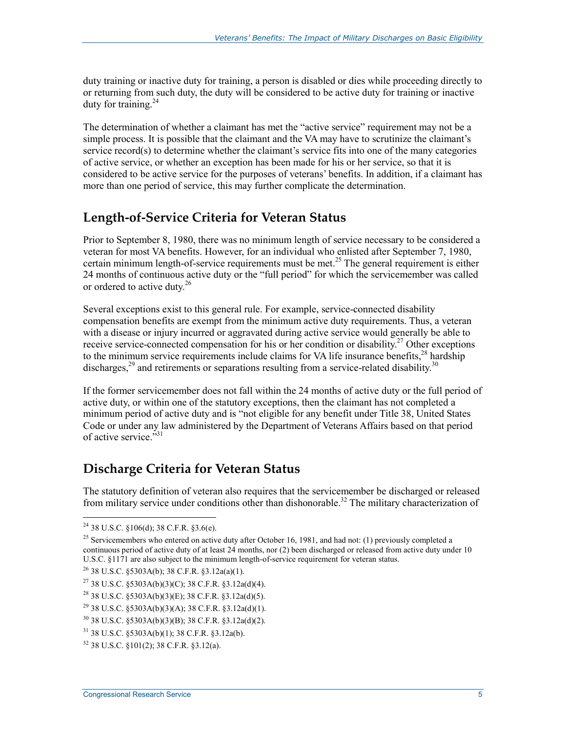duty training or inactive duty for training, a person is disabled or dies while proceeding directly to or returning from such duty, the duty will be considered to be active duty for training or inactive duty for training.[24]

The determination of whether a claimant has met the "active service" requirement may not be a simple process. It is possible that the claimant and the VA may have to scrutinize the claimant's service record(s) to determine whether the claimant's service fits into one of the many categories of active service, or whether an exception has been made for his or her service, so that it is considered to be active service for the purposes of veterans' benefits. In addition, if a claimant has more than one period of service, this may further complicate the determination.

## Length-of-Service Criteria for Veteran Status

Prior to September 8, 1980, there was no minimum length of service necessary to be considered a veteran for most VA benefits. However, for an individual who enlisted after September 7, 1980, certain minimum length-of-service requirements must be met.[25] The general requirement is either 24 months of continuous active duty or the "full period" for which the servicemember was called or ordered to active duty.[26]

Several exceptions exist to this general rule. For example, service-connected disability compensation benefits are exempt from the minimum active duty requirements. Thus, a veteran with a disease or injury incurred or aggravated during active service would generally be able to receive service-connected compensation for his or her condition or disability.[27] Other exceptions to the minimum service requirements include claims for VA life insurance benefits,[28] hardship discharges,[29] and retirements or separations resulting from a service-related disability.[30]

If the former servicemember does not fall within the 24 months of active duty or the full period of active duty, or within one of the statutory exceptions, then the claimant has not completed a minimum period of active duty and is "not eligible for any benefit under Title 38, United States Code or under any law administered by the Department of Veterans Affairs based on that period of active service."[31]

## Discharge Criteria for Veteran Status

The statutory definition of veteran also requires that the servicemember be discharged or released from military service under conditions other than dishonorable.[32] The military characterization of

---

[24] 38 U.S.C. §106(d); 38 C.F.R. §3.6(e).

[25] Servicemembers who entered on active duty after October 16, 1981, and had not: (1) previously completed a continuous period of active duty of at least 24 months, nor (2) been discharged or released from active duty under 10 U.S.C. §1171 are also subject to the minimum length-of-service requirement for veteran status.

[26] 38 U.S.C. §5303A(b); 38 C.F.R. §3.12a(a)(1).

[27] 38 U.S.C. §5303A(b)(3)(C); 38 C.F.R. §3.12a(d)(4).

[28] 38 U.S.C. §5303A(b)(3)(E); 38 C.F.R. §3.12a(d)(5).

[29] 38 U.S.C. §5303A(b)(3)(A); 38 C.F.R. §3.12a(d)(1).

[30] 38 U.S.C. §5303A(b)(3)(B); 38 C.F.R. §3.12a(d)(2).

[31] 38 U.S.C. §5303A(b)(1); 38 C.F.R. §3.12a(b).

[32] 38 U.S.C. §101(2); 38 C.F.R. §3.12(a).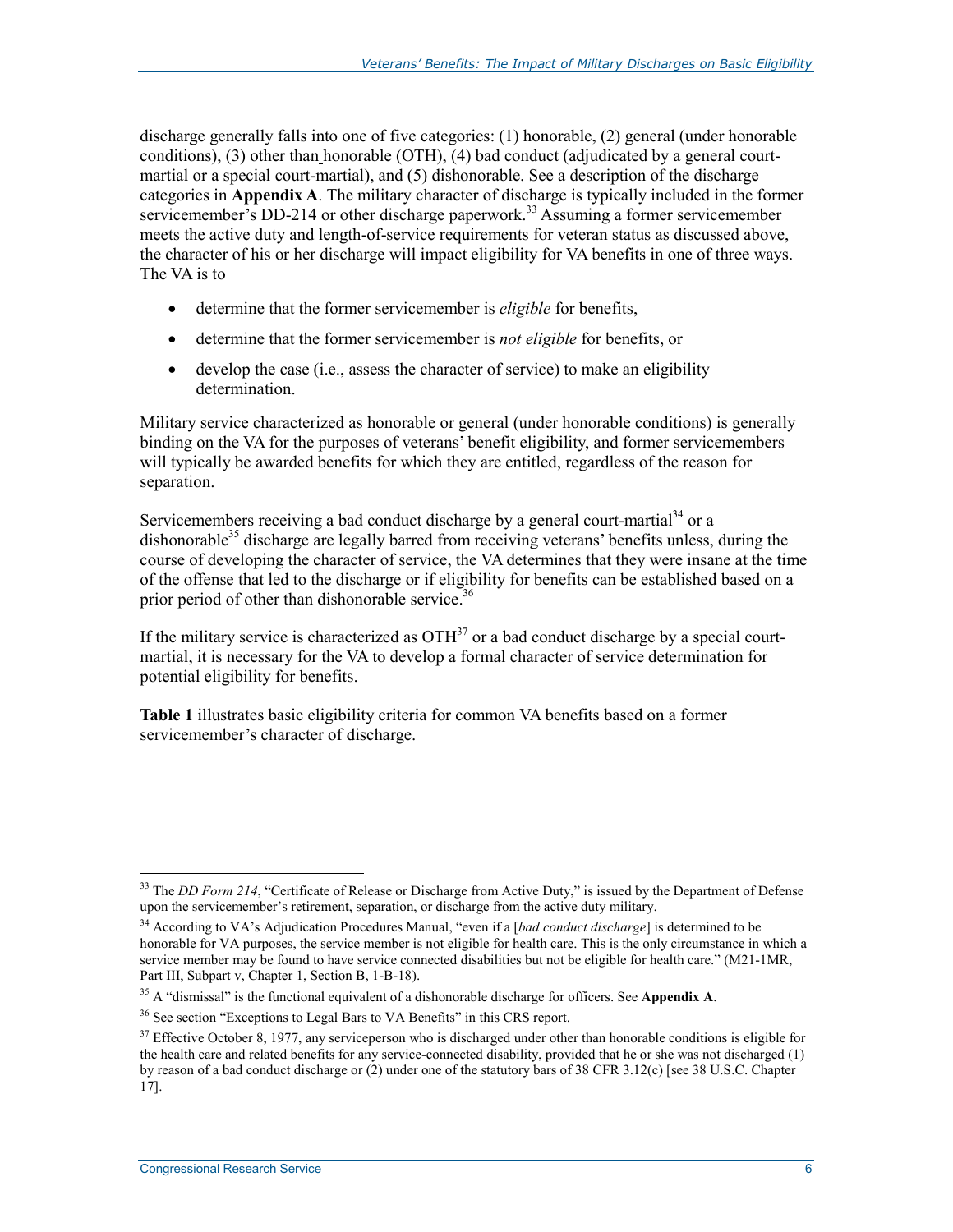discharge generally falls into one of five categories: (1) honorable, (2) general (under honorable conditions), (3) other than honorable (OTH), (4) bad conduct (adjudicated by a general court-martial or a special court-martial), and (5) dishonorable. See a description of the discharge categories in **Appendix A**. The military character of discharge is typically included in the former servicemember's DD-214 or other discharge paperwork.[33] Assuming a former servicemember meets the active duty and length-of-service requirements for veteran status as discussed above, the character of his or her discharge will impact eligibility for VA benefits in one of three ways. The VA is to

- determine that the former servicemember is *eligible* for benefits,
- determine that the former servicemember is *not eligible* for benefits, or
- develop the case (i.e., assess the character of service) to make an eligibility determination.

Military service characterized as honorable or general (under honorable conditions) is generally binding on the VA for the purposes of veterans' benefit eligibility, and former servicemembers will typically be awarded benefits for which they are entitled, regardless of the reason for separation.

Servicemembers receiving a bad conduct discharge by a general court-martial[34] or a dishonorable[35] discharge are legally barred from receiving veterans' benefits unless, during the course of developing the character of service, the VA determines that they were insane at the time of the offense that led to the discharge or if eligibility for benefits can be established based on a prior period of other than dishonorable service.[36]

If the military service is characterized as OTH[37] or a bad conduct discharge by a special court-martial, it is necessary for the VA to develop a formal character of service determination for potential eligibility for benefits.

**Table 1** illustrates basic eligibility criteria for common VA benefits based on a former servicemember's character of discharge.

---

[33] The *DD Form 214*, "Certificate of Release or Discharge from Active Duty," is issued by the Department of Defense upon the servicemember's retirement, separation, or discharge from the active duty military.

[34] According to VA's Adjudication Procedures Manual, "even if a [*bad conduct discharge*] is determined to be honorable for VA purposes, the service member is not eligible for health care. This is the only circumstance in which a service member may be found to have service connected disabilities but not be eligible for health care." (M21-1MR, Part III, Subpart v, Chapter 1, Section B, 1-B-18).

[35] A "dismissal" is the functional equivalent of a dishonorable discharge for officers. See **Appendix A**.

[36] See section "Exceptions to Legal Bars to VA Benefits" in this CRS report.

[37] Effective October 8, 1977, any serviceperson who is discharged under other than honorable conditions is eligible for the health care and related benefits for any service-connected disability, provided that he or she was not discharged (1) by reason of a bad conduct discharge or (2) under one of the statutory bars of 38 CFR 3.12(c) [see 38 U.S.C. Chapter 17].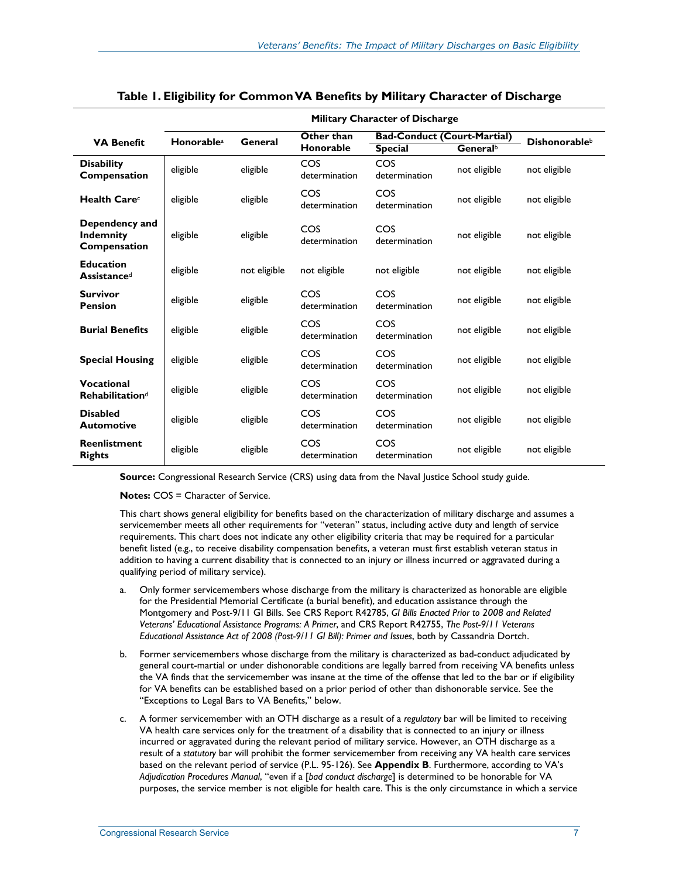**Table 1. Eligibility for Common VA Benefits by Military Character of Discharge**

| VA Benefit | Military Character of Discharge | | | | | |
|---|---|---|---|---|---|---|
| | Honorable[a] | General | Other than Honorable | Bad-Conduct (Court-Martial) | | Dishonorable[b] |
| | | | | Special | General[b] | |
| **Disability Compensation** | eligible | eligible | COS determination | COS determination | not eligible | not eligible |
| **Health Care**[c] | eligible | eligible | COS determination | COS determination | not eligible | not eligible |
| **Dependency and Indemnity Compensation** | eligible | eligible | COS determination | COS determination | not eligible | not eligible |
| **Education Assistance**[d] | eligible | not eligible | not eligible | not eligible | not eligible | not eligible |
| **Survivor Pension** | eligible | eligible | COS determination | COS determination | not eligible | not eligible |
| **Burial Benefits** | eligible | eligible | COS determination | COS determination | not eligible | not eligible |
| **Special Housing** | eligible | eligible | COS determination | COS determination | not eligible | not eligible |
| **Vocational Rehabilitation**[d] | eligible | eligible | COS determination | COS determination | not eligible | not eligible |
| **Disabled Automotive** | eligible | eligible | COS determination | COS determination | not eligible | not eligible |
| **Reenlistment Rights** | eligible | eligible | COS determination | COS determination | not eligible | not eligible |

**Source:** Congressional Research Service (CRS) using data from the Naval Justice School study guide.

**Notes:** COS = Character of Service.

This chart shows general eligibility for benefits based on the characterization of military discharge and assumes a servicemember meets all other requirements for "veteran" status, including active duty and length of service requirements. This chart does not indicate any other eligibility criteria that may be required for a particular benefit listed (e.g., to receive disability compensation benefits, a veteran must first establish veteran status in addition to having a current disability that is connected to an injury or illness incurred or aggravated during a qualifying period of military service).

a. Only former servicemembers whose discharge from the military is characterized as honorable are eligible for the Presidential Memorial Certificate (a burial benefit), and education assistance through the Montgomery and Post-9/11 GI Bills. See CRS Report R42785, *GI Bills Enacted Prior to 2008 and Related Veterans' Educational Assistance Programs: A Primer*, and CRS Report R42755, *The Post-9/11 Veterans Educational Assistance Act of 2008 (Post-9/11 GI Bill): Primer and Issues*, both by Cassandria Dortch.

b. Former servicemembers whose discharge from the military is characterized as bad-conduct adjudicated by general court-martial or under dishonorable conditions are legally barred from receiving VA benefits unless the VA finds that the servicemember was insane at the time of the offense that led to the bar or if eligibility for VA benefits can be established based on a prior period of other than dishonorable service. See the "Exceptions to Legal Bars to VA Benefits," below.

c. A former servicemember with an OTH discharge as a result of a *regulatory* bar will be limited to receiving VA health care services only for the treatment of a disability that is connected to an injury or illness incurred or aggravated during the relevant period of military service. However, an OTH discharge as a result of a *statutory* bar will prohibit the former servicemember from receiving any VA health care services based on the relevant period of service (P.L. 95-126). See **Appendix B**. Furthermore, according to VA's *Adjudication Procedures Manual*, "even if a [*bad conduct discharge*] is determined to be honorable for VA purposes, the service member is not eligible for health care. This is the only circumstance in which a service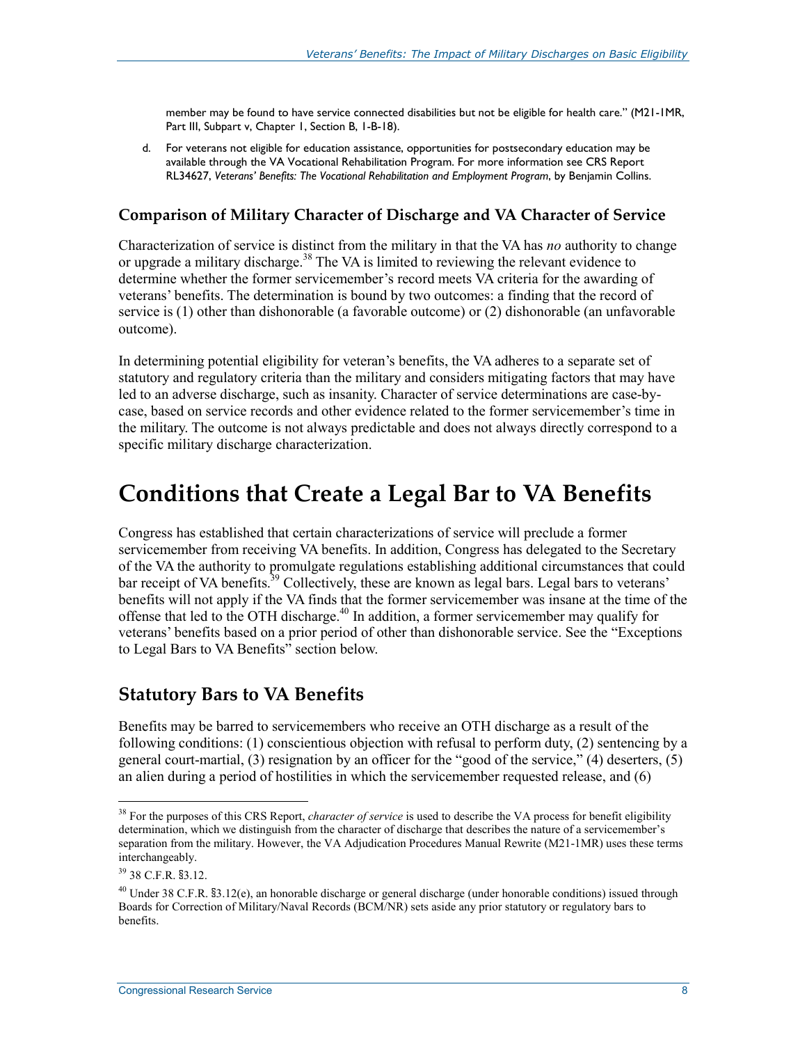member may be found to have service connected disabilities but not be eligible for health care." (M21-1MR, Part III, Subpart v, Chapter 1, Section B, 1-B-18).

d. For veterans not eligible for education assistance, opportunities for postsecondary education may be available through the VA Vocational Rehabilitation Program. For more information see CRS Report RL34627, *Veterans' Benefits: The Vocational Rehabilitation and Employment Program*, by Benjamin Collins.

### Comparison of Military Character of Discharge and VA Character of Service

Characterization of service is distinct from the military in that the VA has *no* authority to change or upgrade a military discharge.[38] The VA is limited to reviewing the relevant evidence to determine whether the former servicemember's record meets VA criteria for the awarding of veterans' benefits. The determination is bound by two outcomes: a finding that the record of service is (1) other than dishonorable (a favorable outcome) or (2) dishonorable (an unfavorable outcome).

In determining potential eligibility for veteran's benefits, the VA adheres to a separate set of statutory and regulatory criteria than the military and considers mitigating factors that may have led to an adverse discharge, such as insanity. Character of service determinations are case-by-case, based on service records and other evidence related to the former servicemember's time in the military. The outcome is not always predictable and does not always directly correspond to a specific military discharge characterization.

# Conditions that Create a Legal Bar to VA Benefits

Congress has established that certain characterizations of service will preclude a former servicemember from receiving VA benefits. In addition, Congress has delegated to the Secretary of the VA the authority to promulgate regulations establishing additional circumstances that could bar receipt of VA benefits.[39] Collectively, these are known as legal bars. Legal bars to veterans' benefits will not apply if the VA finds that the former servicemember was insane at the time of the offense that led to the OTH discharge.[40] In addition, a former servicemember may qualify for veterans' benefits based on a prior period of other than dishonorable service. See the "Exceptions to Legal Bars to VA Benefits" section below.

## Statutory Bars to VA Benefits

Benefits may be barred to servicemembers who receive an OTH discharge as a result of the following conditions: (1) conscientious objection with refusal to perform duty, (2) sentencing by a general court-martial, (3) resignation by an officer for the "good of the service," (4) deserters, (5) an alien during a period of hostilities in which the servicemember requested release, and (6)

---

[38] For the purposes of this CRS Report, *character of service* is used to describe the VA process for benefit eligibility determination, which we distinguish from the character of discharge that describes the nature of a servicemember's separation from the military. However, the VA Adjudication Procedures Manual Rewrite (M21-1MR) uses these terms interchangeably.

[39] 38 C.F.R. §3.12.

[40] Under 38 C.F.R. §3.12(e), an honorable discharge or general discharge (under honorable conditions) issued through Boards for Correction of Military/Naval Records (BCM/NR) sets aside any prior statutory or regulatory bars to benefits.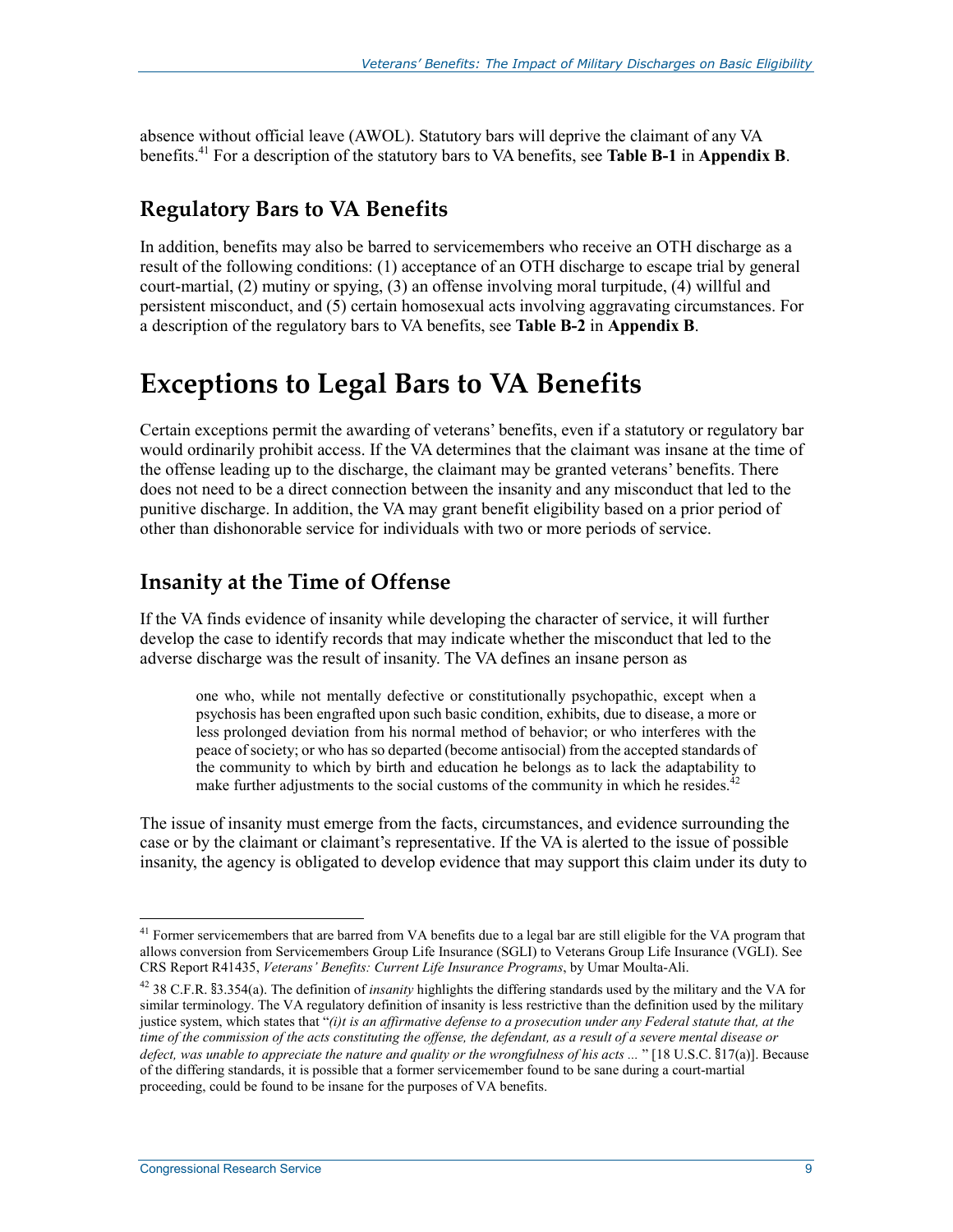absence without official leave (AWOL). Statutory bars will deprive the claimant of any VA benefits.[41] For a description of the statutory bars to VA benefits, see **Table B-1** in **Appendix B**.

## Regulatory Bars to VA Benefits

In addition, benefits may also be barred to servicemembers who receive an OTH discharge as a result of the following conditions: (1) acceptance of an OTH discharge to escape trial by general court-martial, (2) mutiny or spying, (3) an offense involving moral turpitude, (4) willful and persistent misconduct, and (5) certain homosexual acts involving aggravating circumstances. For a description of the regulatory bars to VA benefits, see **Table B-2** in **Appendix B**.

# Exceptions to Legal Bars to VA Benefits

Certain exceptions permit the awarding of veterans' benefits, even if a statutory or regulatory bar would ordinarily prohibit access. If the VA determines that the claimant was insane at the time of the offense leading up to the discharge, the claimant may be granted veterans' benefits. There does not need to be a direct connection between the insanity and any misconduct that led to the punitive discharge. In addition, the VA may grant benefit eligibility based on a prior period of other than dishonorable service for individuals with two or more periods of service.

## Insanity at the Time of Offense

If the VA finds evidence of insanity while developing the character of service, it will further develop the case to identify records that may indicate whether the misconduct that led to the adverse discharge was the result of insanity. The VA defines an insane person as

> one who, while not mentally defective or constitutionally psychopathic, except when a psychosis has been engrafted upon such basic condition, exhibits, due to disease, a more or less prolonged deviation from his normal method of behavior; or who interferes with the peace of society; or who has so departed (become antisocial) from the accepted standards of the community to which by birth and education he belongs as to lack the adaptability to make further adjustments to the social customs of the community in which he resides.[42]

The issue of insanity must emerge from the facts, circumstances, and evidence surrounding the case or by the claimant or claimant's representative. If the VA is alerted to the issue of possible insanity, the agency is obligated to develop evidence that may support this claim under its duty to

---

[41] Former servicemembers that are barred from VA benefits due to a legal bar are still eligible for the VA program that allows conversion from Servicemembers Group Life Insurance (SGLI) to Veterans Group Life Insurance (VGLI). See CRS Report R41435, *Veterans' Benefits: Current Life Insurance Programs*, by Umar Moulta-Ali.

[42] 38 C.F.R. §3.354(a). The definition of *insanity* highlights the differing standards used by the military and the VA for similar terminology. The VA regulatory definition of insanity is less restrictive than the definition used by the military justice system, which states that "*(i)t is an affirmative defense to a prosecution under any Federal statute that, at the time of the commission of the acts constituting the offense, the defendant, as a result of a severe mental disease or defect, was unable to appreciate the nature and quality or the wrongfulness of his acts ...* " [18 U.S.C. §17(a)]. Because of the differing standards, it is possible that a former servicemember found to be sane during a court-martial proceeding, could be found to be insane for the purposes of VA benefits.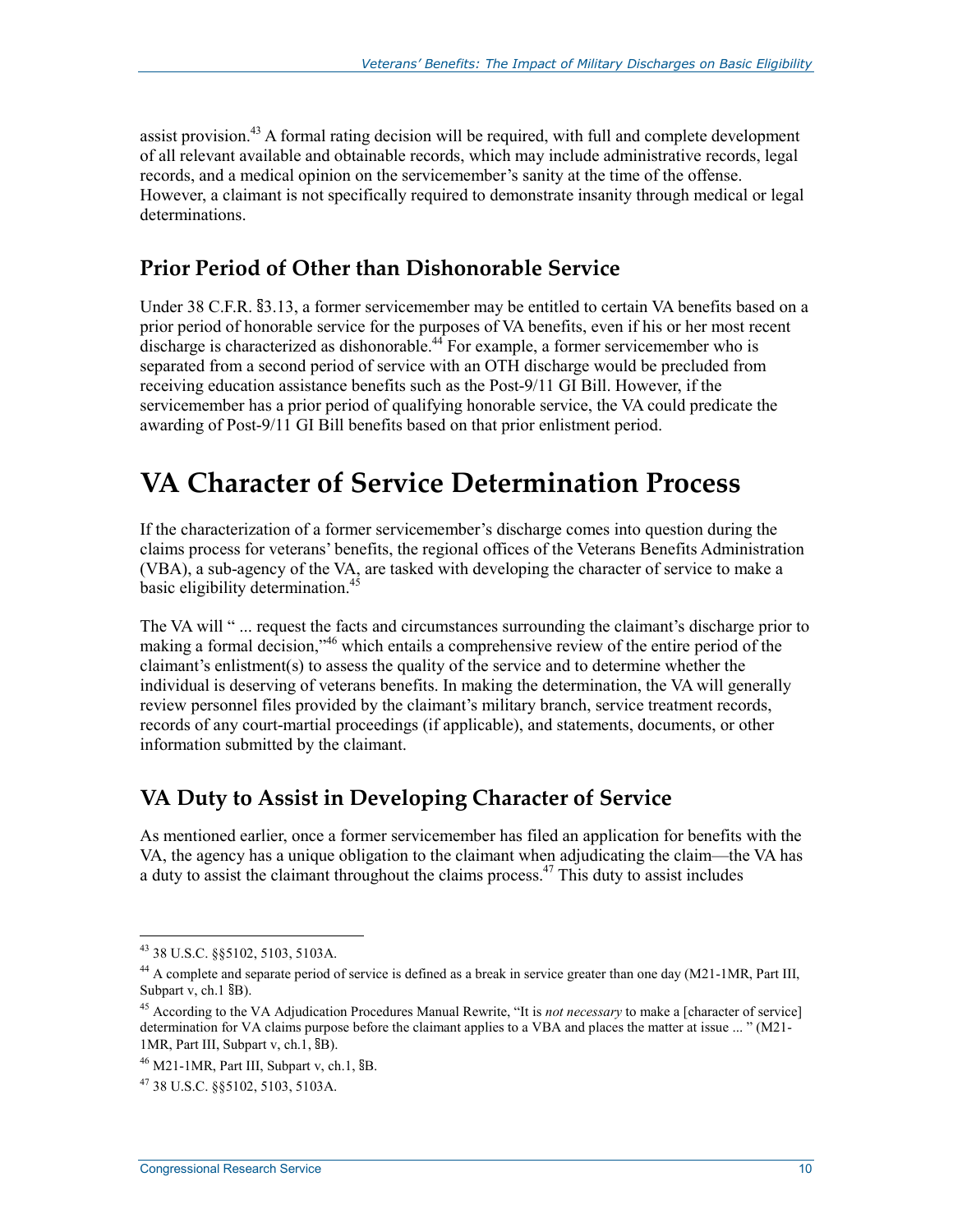assist provision.[43] A formal rating decision will be required, with full and complete development of all relevant available and obtainable records, which may include administrative records, legal records, and a medical opinion on the servicemember's sanity at the time of the offense. However, a claimant is not specifically required to demonstrate insanity through medical or legal determinations.

## Prior Period of Other than Dishonorable Service

Under 38 C.F.R. §3.13, a former servicemember may be entitled to certain VA benefits based on a prior period of honorable service for the purposes of VA benefits, even if his or her most recent discharge is characterized as dishonorable.[44] For example, a former servicemember who is separated from a second period of service with an OTH discharge would be precluded from receiving education assistance benefits such as the Post-9/11 GI Bill. However, if the servicemember has a prior period of qualifying honorable service, the VA could predicate the awarding of Post-9/11 GI Bill benefits based on that prior enlistment period.

# VA Character of Service Determination Process

If the characterization of a former servicemember's discharge comes into question during the claims process for veterans' benefits, the regional offices of the Veterans Benefits Administration (VBA), a sub-agency of the VA, are tasked with developing the character of service to make a basic eligibility determination.[45]

The VA will " ... request the facts and circumstances surrounding the claimant's discharge prior to making a formal decision,"[46] which entails a comprehensive review of the entire period of the claimant's enlistment(s) to assess the quality of the service and to determine whether the individual is deserving of veterans benefits. In making the determination, the VA will generally review personnel files provided by the claimant's military branch, service treatment records, records of any court-martial proceedings (if applicable), and statements, documents, or other information submitted by the claimant.

## VA Duty to Assist in Developing Character of Service

As mentioned earlier, once a former servicemember has filed an application for benefits with the VA, the agency has a unique obligation to the claimant when adjudicating the claim—the VA has a duty to assist the claimant throughout the claims process.[47] This duty to assist includes

---

[43] 38 U.S.C. §§5102, 5103, 5103A.

[44] A complete and separate period of service is defined as a break in service greater than one day (M21-1MR, Part III, Subpart v, ch.1 §B).

[45] According to the VA Adjudication Procedures Manual Rewrite, "It is *not necessary* to make a [character of service] determination for VA claims purpose before the claimant applies to a VBA and places the matter at issue ... " (M21-1MR, Part III, Subpart v, ch.1, §B).

[46] M21-1MR, Part III, Subpart v, ch.1, §B.

[47] 38 U.S.C. §§5102, 5103, 5103A.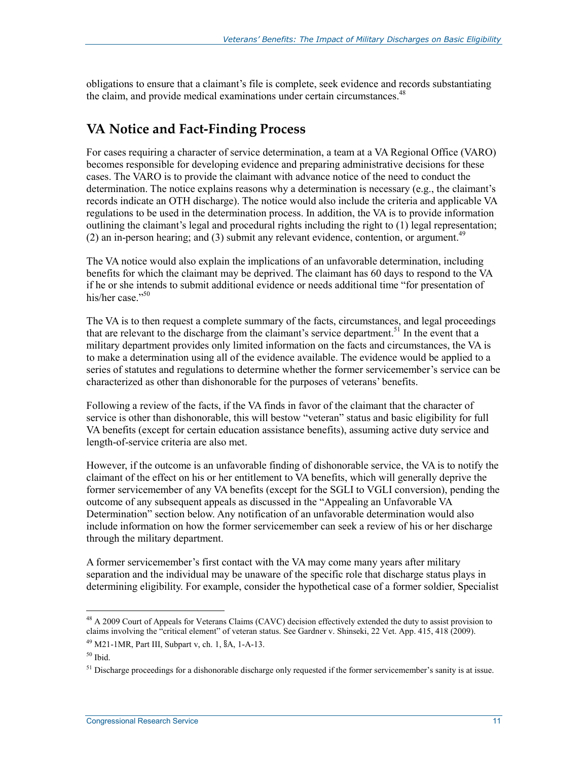obligations to ensure that a claimant's file is complete, seek evidence and records substantiating the claim, and provide medical examinations under certain circumstances.[48]

## VA Notice and Fact-Finding Process

For cases requiring a character of service determination, a team at a VA Regional Office (VARO) becomes responsible for developing evidence and preparing administrative decisions for these cases. The VARO is to provide the claimant with advance notice of the need to conduct the determination. The notice explains reasons why a determination is necessary (e.g., the claimant's records indicate an OTH discharge). The notice would also include the criteria and applicable VA regulations to be used in the determination process. In addition, the VA is to provide information outlining the claimant's legal and procedural rights including the right to (1) legal representation; (2) an in-person hearing; and (3) submit any relevant evidence, contention, or argument.[49]

The VA notice would also explain the implications of an unfavorable determination, including benefits for which the claimant may be deprived. The claimant has 60 days to respond to the VA if he or she intends to submit additional evidence or needs additional time "for presentation of his/her case."[50]

The VA is to then request a complete summary of the facts, circumstances, and legal proceedings that are relevant to the discharge from the claimant's service department.[51] In the event that a military department provides only limited information on the facts and circumstances, the VA is to make a determination using all of the evidence available. The evidence would be applied to a series of statutes and regulations to determine whether the former servicemember's service can be characterized as other than dishonorable for the purposes of veterans' benefits.

Following a review of the facts, if the VA finds in favor of the claimant that the character of service is other than dishonorable, this will bestow "veteran" status and basic eligibility for full VA benefits (except for certain education assistance benefits), assuming active duty service and length-of-service criteria are also met.

However, if the outcome is an unfavorable finding of dishonorable service, the VA is to notify the claimant of the effect on his or her entitlement to VA benefits, which will generally deprive the former servicemember of any VA benefits (except for the SGLI to VGLI conversion), pending the outcome of any subsequent appeals as discussed in the "Appealing an Unfavorable VA Determination" section below. Any notification of an unfavorable determination would also include information on how the former servicemember can seek a review of his or her discharge through the military department.

A former servicemember's first contact with the VA may come many years after military separation and the individual may be unaware of the specific role that discharge status plays in determining eligibility. For example, consider the hypothetical case of a former soldier, Specialist

---

[48] A 2009 Court of Appeals for Veterans Claims (CAVC) decision effectively extended the duty to assist provision to claims involving the "critical element" of veteran status. See Gardner v. Shinseki, 22 Vet. App. 415, 418 (2009).

[49] M21-1MR, Part III, Subpart v, ch. 1, §A, 1-A-13.

[50] Ibid.

[51] Discharge proceedings for a dishonorable discharge only requested if the former servicemember's sanity is at issue.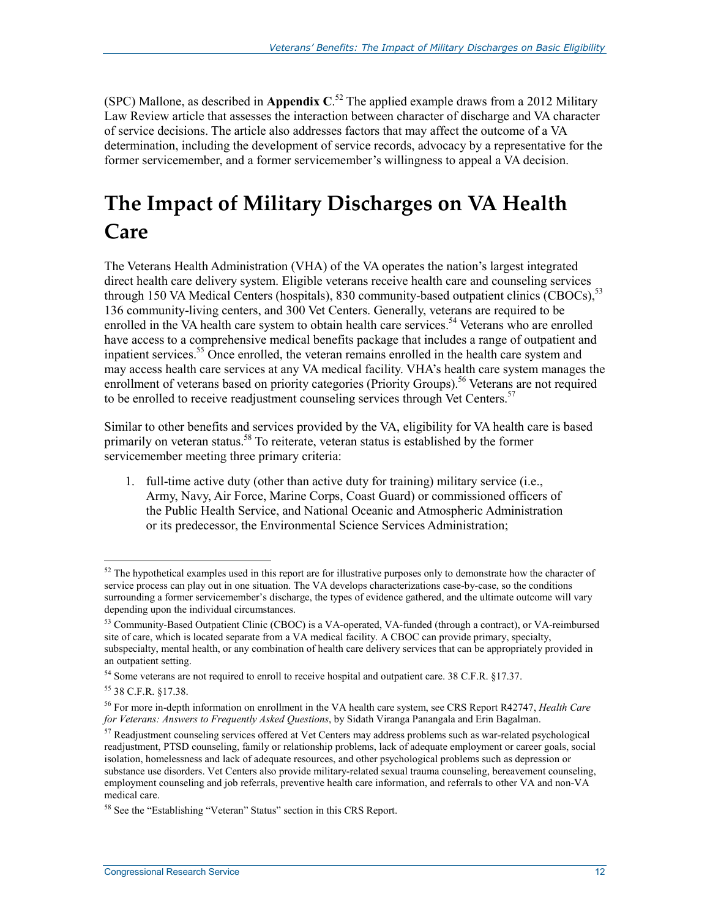(SPC) Mallone, as described in **Appendix C**.[52] The applied example draws from a 2012 Military Law Review article that assesses the interaction between character of discharge and VA character of service decisions. The article also addresses factors that may affect the outcome of a VA determination, including the development of service records, advocacy by a representative for the former servicemember, and a former servicemember's willingness to appeal a VA decision.

# The Impact of Military Discharges on VA Health Care

The Veterans Health Administration (VHA) of the VA operates the nation's largest integrated direct health care delivery system. Eligible veterans receive health care and counseling services through 150 VA Medical Centers (hospitals), 830 community-based outpatient clinics (CBOCs),[53] 136 community-living centers, and 300 Vet Centers. Generally, veterans are required to be enrolled in the VA health care system to obtain health care services.[54] Veterans who are enrolled have access to a comprehensive medical benefits package that includes a range of outpatient and inpatient services.[55] Once enrolled, the veteran remains enrolled in the health care system and may access health care services at any VA medical facility. VHA's health care system manages the enrollment of veterans based on priority categories (Priority Groups).[56] Veterans are not required to be enrolled to receive readjustment counseling services through Vet Centers.[57]

Similar to other benefits and services provided by the VA, eligibility for VA health care is based primarily on veteran status.[58] To reiterate, veteran status is established by the former servicemember meeting three primary criteria:

1. full-time active duty (other than active duty for training) military service (i.e., Army, Navy, Air Force, Marine Corps, Coast Guard) or commissioned officers of the Public Health Service, and National Oceanic and Atmospheric Administration or its predecessor, the Environmental Science Services Administration;

---

[52] The hypothetical examples used in this report are for illustrative purposes only to demonstrate how the character of service process can play out in one situation. The VA develops characterizations case-by-case, so the conditions surrounding a former servicemember's discharge, the types of evidence gathered, and the ultimate outcome will vary depending upon the individual circumstances.

[53] Community-Based Outpatient Clinic (CBOC) is a VA-operated, VA-funded (through a contract), or VA-reimbursed site of care, which is located separate from a VA medical facility. A CBOC can provide primary, specialty, subspecialty, mental health, or any combination of health care delivery services that can be appropriately provided in an outpatient setting.

[54] Some veterans are not required to enroll to receive hospital and outpatient care. 38 C.F.R. §17.37.

[55] 38 C.F.R. §17.38.

[56] For more in-depth information on enrollment in the VA health care system, see CRS Report R42747, *Health Care for Veterans: Answers to Frequently Asked Questions*, by Sidath Viranga Panangala and Erin Bagalman.

[57] Readjustment counseling services offered at Vet Centers may address problems such as war-related psychological readjustment, PTSD counseling, family or relationship problems, lack of adequate employment or career goals, social isolation, homelessness and lack of adequate resources, and other psychological problems such as depression or substance use disorders. Vet Centers also provide military-related sexual trauma counseling, bereavement counseling, employment counseling and job referrals, preventive health care information, and referrals to other VA and non-VA medical care.

[58] See the "Establishing "Veteran" Status" section in this CRS Report.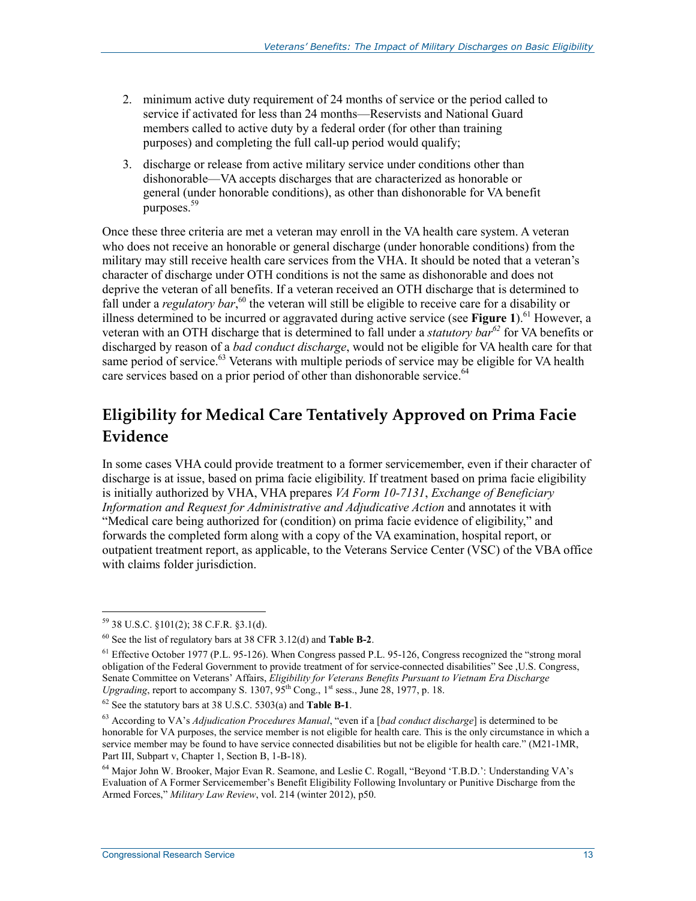2. minimum active duty requirement of 24 months of service or the period called to service if activated for less than 24 months—Reservists and National Guard members called to active duty by a federal order (for other than training purposes) and completing the full call-up period would qualify;
3. discharge or release from active military service under conditions other than dishonorable—VA accepts discharges that are characterized as honorable or general (under honorable conditions), as other than dishonorable for VA benefit purposes.[59]

Once these three criteria are met a veteran may enroll in the VA health care system. A veteran who does not receive an honorable or general discharge (under honorable conditions) from the military may still receive health care services from the VHA. It should be noted that a veteran's character of discharge under OTH conditions is not the same as dishonorable and does not deprive the veteran of all benefits. If a veteran received an OTH discharge that is determined to fall under a *regulatory bar*,[60] the veteran will still be eligible to receive care for a disability or illness determined to be incurred or aggravated during active service (see **Figure 1**).[61] However, a veteran with an OTH discharge that is determined to fall under a *statutory bar*[62] for VA benefits or discharged by reason of a *bad conduct discharge*, would not be eligible for VA health care for that same period of service.[63] Veterans with multiple periods of service may be eligible for VA health care services based on a prior period of other than dishonorable service.[64]

## Eligibility for Medical Care Tentatively Approved on Prima Facie Evidence

In some cases VHA could provide treatment to a former servicemember, even if their character of discharge is at issue, based on prima facie eligibility. If treatment based on prima facie eligibility is initially authorized by VHA, VHA prepares *VA Form 10-7131*, *Exchange of Beneficiary Information and Request for Administrative and Adjudicative Action* and annotates it with "Medical care being authorized for (condition) on prima facie evidence of eligibility," and forwards the completed form along with a copy of the VA examination, hospital report, or outpatient treatment report, as applicable, to the Veterans Service Center (VSC) of the VBA office with claims folder jurisdiction.

---

[59] 38 U.S.C. §101(2); 38 C.F.R. §3.1(d).

[60] See the list of regulatory bars at 38 CFR 3.12(d) and **Table B-2**.

[61] Effective October 1977 (P.L. 95-126). When Congress passed P.L. 95-126, Congress recognized the "strong moral obligation of the Federal Government to provide treatment of for service-connected disabilities" See ,U.S. Congress, Senate Committee on Veterans' Affairs, *Eligibility for Veterans Benefits Pursuant to Vietnam Era Discharge Upgrading*, report to accompany S. 1307, 95th Cong., 1st sess., June 28, 1977, p. 18.

[62] See the statutory bars at 38 U.S.C. 5303(a) and **Table B-1**.

[63] According to VA's *Adjudication Procedures Manual*, "even if a [*bad conduct discharge*] is determined to be honorable for VA purposes, the service member is not eligible for health care. This is the only circumstance in which a service member may be found to have service connected disabilities but not be eligible for health care." (M21-1MR, Part III, Subpart v, Chapter 1, Section B, 1-B-18).

[64] Major John W. Brooker, Major Evan R. Seamone, and Leslie C. Rogall, "Beyond 'T.B.D.': Understanding VA's Evaluation of A Former Servicemember's Benefit Eligibility Following Involuntary or Punitive Discharge from the Armed Forces," *Military Law Review*, vol. 214 (winter 2012), p50.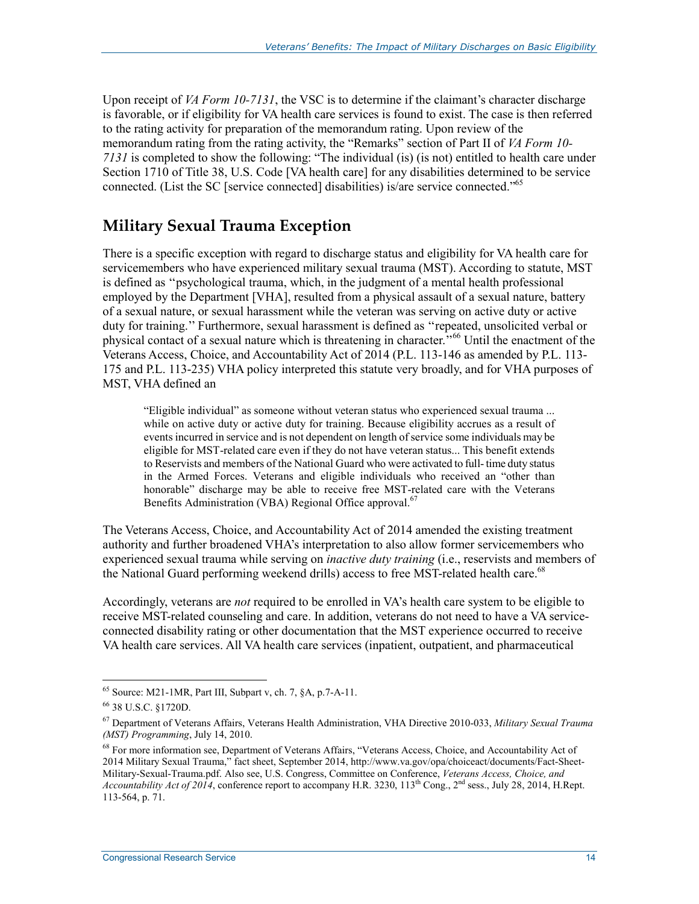Upon receipt of *VA Form 10-7131*, the VSC is to determine if the claimant's character discharge is favorable, or if eligibility for VA health care services is found to exist. The case is then referred to the rating activity for preparation of the memorandum rating. Upon review of the memorandum rating from the rating activity, the "Remarks" section of Part II of *VA Form 10-7131* is completed to show the following: "The individual (is) (is not) entitled to health care under Section 1710 of Title 38, U.S. Code [VA health care] for any disabilities determined to be service connected. (List the SC [service connected] disabilities) is/are service connected."[65]

## Military Sexual Trauma Exception

There is a specific exception with regard to discharge status and eligibility for VA health care for servicemembers who have experienced military sexual trauma (MST). According to statute, MST is defined as ''psychological trauma, which, in the judgment of a mental health professional employed by the Department [VHA], resulted from a physical assault of a sexual nature, battery of a sexual nature, or sexual harassment while the veteran was serving on active duty or active duty for training.'' Furthermore, sexual harassment is defined as ''repeated, unsolicited verbal or physical contact of a sexual nature which is threatening in character.''[66] Until the enactment of the Veterans Access, Choice, and Accountability Act of 2014 (P.L. 113-146 as amended by P.L. 113-175 and P.L. 113-235) VHA policy interpreted this statute very broadly, and for VHA purposes of MST, VHA defined an

> "Eligible individual" as someone without veteran status who experienced sexual trauma ... while on active duty or active duty for training. Because eligibility accrues as a result of events incurred in service and is not dependent on length of service some individuals may be eligible for MST-related care even if they do not have veteran status... This benefit extends to Reservists and members of the National Guard who were activated to full- time duty status in the Armed Forces. Veterans and eligible individuals who received an "other than honorable" discharge may be able to receive free MST-related care with the Veterans Benefits Administration (VBA) Regional Office approval.[67]

The Veterans Access, Choice, and Accountability Act of 2014 amended the existing treatment authority and further broadened VHA's interpretation to also allow former servicemembers who experienced sexual trauma while serving on *inactive duty training* (i.e., reservists and members of the National Guard performing weekend drills) access to free MST-related health care.[68]

Accordingly, veterans are *not* required to be enrolled in VA's health care system to be eligible to receive MST-related counseling and care. In addition, veterans do not need to have a VA service-connected disability rating or other documentation that the MST experience occurred to receive VA health care services. All VA health care services (inpatient, outpatient, and pharmaceutical

---

[65] Source: M21-1MR, Part III, Subpart v, ch. 7, §A, p.7-A-11.

[66] 38 U.S.C. §1720D.

[67] Department of Veterans Affairs, Veterans Health Administration, VHA Directive 2010-033, *Military Sexual Trauma (MST) Programming*, July 14, 2010.

[68] For more information see, Department of Veterans Affairs, "Veterans Access, Choice, and Accountability Act of 2014 Military Sexual Trauma," fact sheet, September 2014, http://www.va.gov/opa/choiceact/documents/Fact-Sheet-Military-Sexual-Trauma.pdf. Also see, U.S. Congress, Committee on Conference, *Veterans Access, Choice, and Accountability Act of 2014*, conference report to accompany H.R. 3230, 113th Cong., 2nd sess., July 28, 2014, H.Rept. 113-564, p. 71.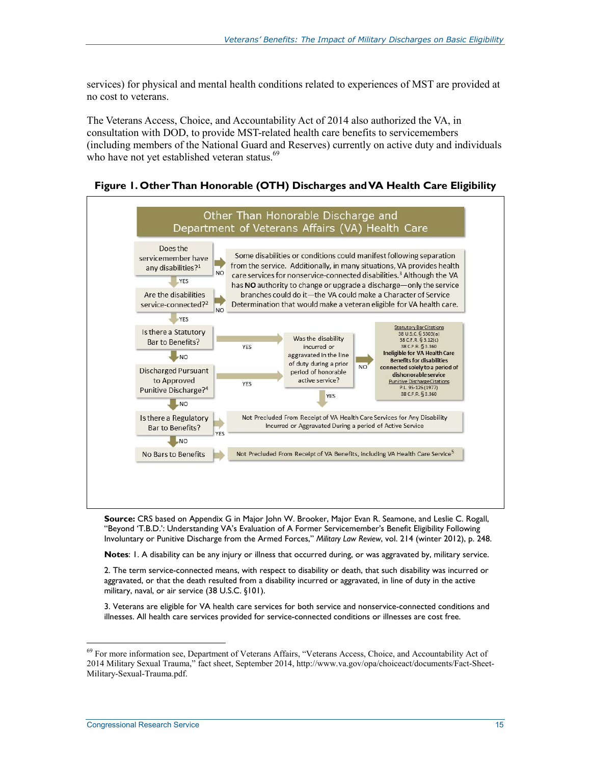services) for physical and mental health conditions related to experiences of MST are provided at no cost to veterans.

The Veterans Access, Choice, and Accountability Act of 2014 also authorized the VA, in consultation with DOD, to provide MST-related health care benefits to servicemembers (including members of the National Guard and Reserves) currently on active duty and individuals who have not yet established veteran status.[69]

**Figure 1. Other Than Honorable (OTH) Discharges and VA Health Care Eligibility**

Other Than Honorable Discharge and Department of Veterans Affairs (VA) Health Care

Does the servicemember have any disabilities?[1]
- NO → Some disabilities or conditions could manifest following separation from the service. Additionally, in many situations, VA provides health care services for nonservice-connected disabilities.[3] Although the VA has **NO** authority to change or upgrade a discharge—only the service branches could do it—the VA could make a Character of Service Determination that would make a veteran eligible for VA health care.
- YES ↓

Are the disabilities service-connected?[2]
- NO → (see above)
- YES ↓

Is there a Statutory Bar to Benefits?
- YES → Was the disability incurred or aggravated in the line of duty during a prior period of honorable active service?
- NO ↓

Discharged Pursuant to Approved Punitive Discharge?[4]
- YES → Was the disability incurred or aggravated in the line of duty during a prior period of honorable active service?
- NO ↓

Was the disability incurred or aggravated in the line of duty during a prior period of honorable active service?
- NO → Statutory Bar Citations: 38 U.S.C. § 5303(a); 38 C.F.R. § 3.12(c); 38 C.F.R. § 3.360. **Ineligible for VA Health Care Benefits for disabilities connected solely to a period of dishonorable service.** Punitive Discharge Citations: P.L. 95-126 (1977); 38 C.F.R. § 3.360
- YES → Not Precluded From Receipt of VA Health Care Services for Any Disability Incurred or Aggravated During a period of Active Service

Is there a Regulatory Bar to Benefits?
- YES → Not Precluded From Receipt of VA Health Care Services for Any Disability Incurred or Aggravated During a period of Active Service
- NO ↓

No Bars to Benefits → Not Precluded From Receipt of VA Benefits, including VA Health Care Service[5]

**Source:** CRS based on Appendix G in Major John W. Brooker, Major Evan R. Seamone, and Leslie C. Rogall, "Beyond 'T.B.D.': Understanding VA's Evaluation of A Former Servicemember's Benefit Eligibility Following Involuntary or Punitive Discharge from the Armed Forces," *Military Law Review*, vol. 214 (winter 2012), p. 248.

**Notes**: 1. A disability can be any injury or illness that occurred during, or was aggravated by, military service.

2. The term service-connected means, with respect to disability or death, that such disability was incurred or aggravated, or that the death resulted from a disability incurred or aggravated, in line of duty in the active military, naval, or air service (38 U.S.C. §101).

3. Veterans are eligible for VA health care services for both service and nonservice-connected conditions and illnesses. All health care services provided for service-connected conditions or illnesses are cost free.

---

[69] For more information see, Department of Veterans Affairs, "Veterans Access, Choice, and Accountability Act of 2014 Military Sexual Trauma," fact sheet, September 2014, http://www.va.gov/opa/choiceact/documents/Fact-Sheet-Military-Sexual-Trauma.pdf.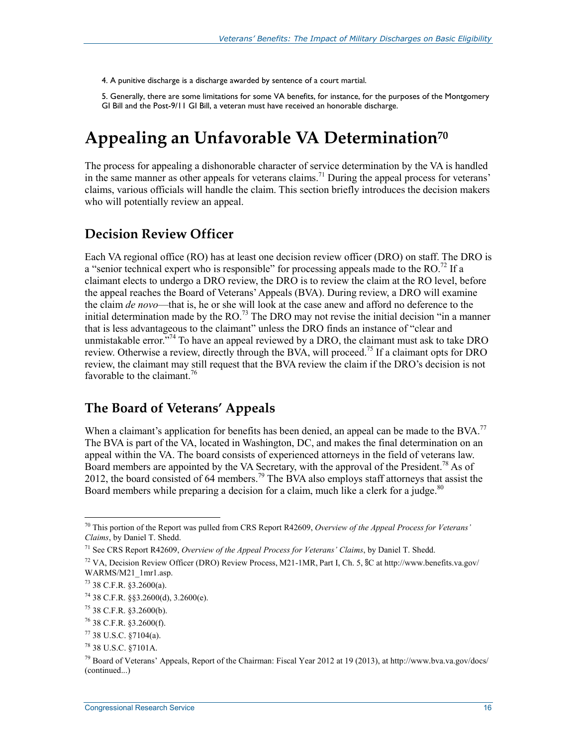4. A punitive discharge is a discharge awarded by sentence of a court martial.

5. Generally, there are some limitations for some VA benefits, for instance, for the purposes of the Montgomery GI Bill and the Post-9/11 GI Bill, a veteran must have received an honorable discharge.

# Appealing an Unfavorable VA Determination[70]

The process for appealing a dishonorable character of service determination by the VA is handled in the same manner as other appeals for veterans claims.[71] During the appeal process for veterans' claims, various officials will handle the claim. This section briefly introduces the decision makers who will potentially review an appeal.

## Decision Review Officer

Each VA regional office (RO) has at least one decision review officer (DRO) on staff. The DRO is a "senior technical expert who is responsible" for processing appeals made to the RO.[72] If a claimant elects to undergo a DRO review, the DRO is to review the claim at the RO level, before the appeal reaches the Board of Veterans' Appeals (BVA). During review, a DRO will examine the claim *de novo*—that is, he or she will look at the case anew and afford no deference to the initial determination made by the RO.[73] The DRO may not revise the initial decision "in a manner that is less advantageous to the claimant" unless the DRO finds an instance of "clear and unmistakable error."[74] To have an appeal reviewed by a DRO, the claimant must ask to take DRO review. Otherwise a review, directly through the BVA, will proceed.[75] If a claimant opts for DRO review, the claimant may still request that the BVA review the claim if the DRO's decision is not favorable to the claimant.[76]

## The Board of Veterans' Appeals

When a claimant's application for benefits has been denied, an appeal can be made to the BVA.[77] The BVA is part of the VA, located in Washington, DC, and makes the final determination on an appeal within the VA. The board consists of experienced attorneys in the field of veterans law. Board members are appointed by the VA Secretary, with the approval of the President.[78] As of 2012, the board consisted of 64 members.[79] The BVA also employs staff attorneys that assist the Board members while preparing a decision for a claim, much like a clerk for a judge.[80]

---

[70] This portion of the Report was pulled from CRS Report R42609, *Overview of the Appeal Process for Veterans' Claims*, by Daniel T. Shedd.

[71] See CRS Report R42609, *Overview of the Appeal Process for Veterans' Claims*, by Daniel T. Shedd.

[72] VA, Decision Review Officer (DRO) Review Process, M21-1MR, Part I, Ch. 5, §C at http://www.benefits.va.gov/WARMS/M21_1mr1.asp.

[73] 38 C.F.R. §3.2600(a).

[74] 38 C.F.R. §§3.2600(d), 3.2600(e).

[75] 38 C.F.R. §3.2600(b).

[76] 38 C.F.R. §3.2600(f).

[77] 38 U.S.C. §7104(a).

[78] 38 U.S.C. §7101A.

[79] Board of Veterans' Appeals, Report of the Chairman: Fiscal Year 2012 at 19 (2013), at http://www.bva.va.gov/docs/ (continued...)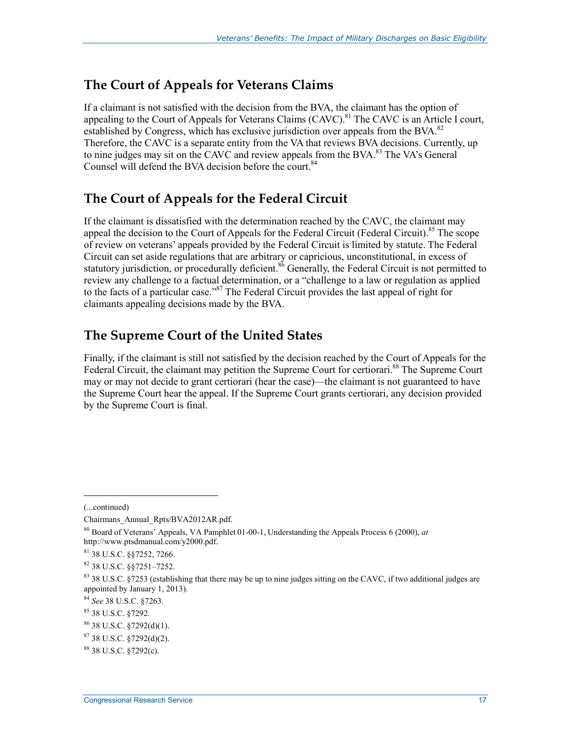## The Court of Appeals for Veterans Claims

If a claimant is not satisfied with the decision from the BVA, the claimant has the option of appealing to the Court of Appeals for Veterans Claims (CAVC).[81] The CAVC is an Article I court, established by Congress, which has exclusive jurisdiction over appeals from the BVA.[82] Therefore, the CAVC is a separate entity from the VA that reviews BVA decisions. Currently, up to nine judges may sit on the CAVC and review appeals from the BVA.[83] The VA's General Counsel will defend the BVA decision before the court.[84]

## The Court of Appeals for the Federal Circuit

If the claimant is dissatisfied with the determination reached by the CAVC, the claimant may appeal the decision to the Court of Appeals for the Federal Circuit (Federal Circuit).[85] The scope of review on veterans' appeals provided by the Federal Circuit is limited by statute. The Federal Circuit can set aside regulations that are arbitrary or capricious, unconstitutional, in excess of statutory jurisdiction, or procedurally deficient.[86] Generally, the Federal Circuit is not permitted to review any challenge to a factual determination, or a "challenge to a law or regulation as applied to the facts of a particular case."[87] The Federal Circuit provides the last appeal of right for claimants appealing decisions made by the BVA.

## The Supreme Court of the United States

Finally, if the claimant is still not satisfied by the decision reached by the Court of Appeals for the Federal Circuit, the claimant may petition the Supreme Court for certiorari.[88] The Supreme Court may or may not decide to grant certiorari (hear the case)—the claimant is not guaranteed to have the Supreme Court hear the appeal. If the Supreme Court grants certiorari, any decision provided by the Supreme Court is final.

---

(...continued)

Chairmans_Annual_Rpts/BVA2012AR.pdf.

[80] Board of Veterans' Appeals, VA Pamphlet 01-00-1, Understanding the Appeals Process 6 (2000), *at* http://www.ptsdmanual.com/y2000.pdf.

[81] 38 U.S.C. §§7252, 7266.

[82] 38 U.S.C. §§7251–7252.

[83] 38 U.S.C. §7253 (establishing that there may be up to nine judges sitting on the CAVC, if two additional judges are appointed by January 1, 2013).

[84] *See* 38 U.S.C. §7263.

[85] 38 U.S.C. §7292.

[86] 38 U.S.C. §7292(d)(1).

[87] 38 U.S.C. §7292(d)(2).

[88] 38 U.S.C. §7292(c).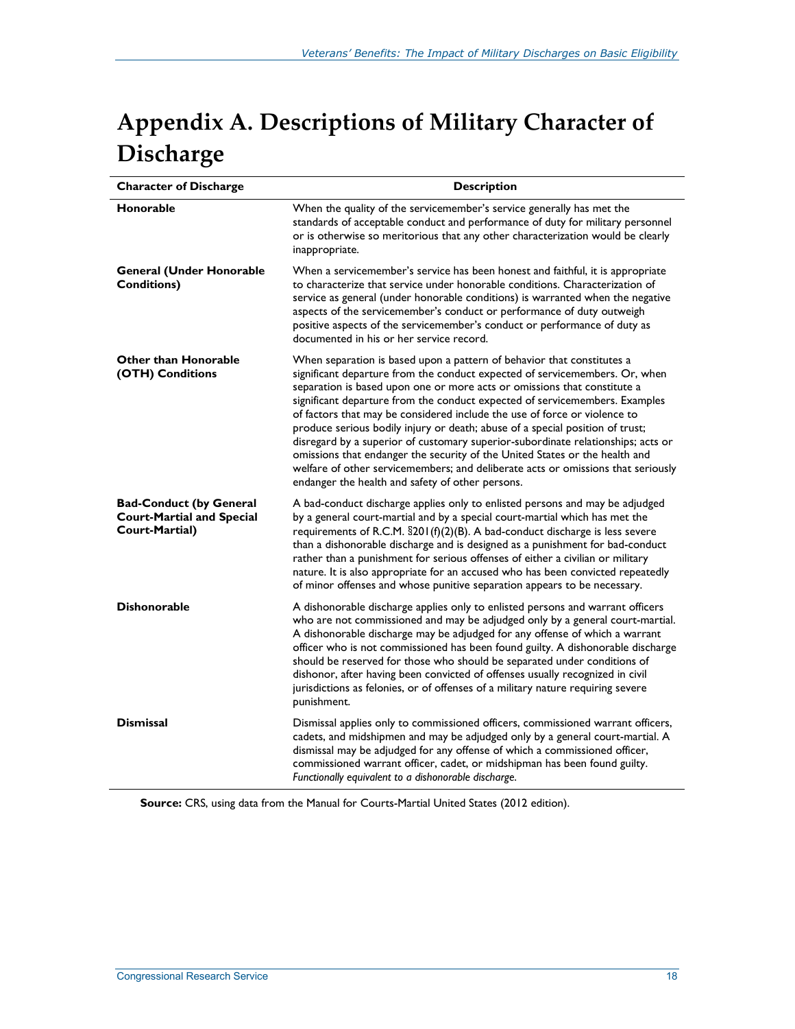# Appendix A. Descriptions of Military Character of Discharge

| Character of Discharge | Description |
|---|---|
| **Honorable** | When the quality of the servicemember's service generally has met the standards of acceptable conduct and performance of duty for military personnel or is otherwise so meritorious that any other characterization would be clearly inappropriate. |
| **General (Under Honorable Conditions)** | When a servicemember's service has been honest and faithful, it is appropriate to characterize that service under honorable conditions. Characterization of service as general (under honorable conditions) is warranted when the negative aspects of the servicemember's conduct or performance of duty outweigh positive aspects of the servicemember's conduct or performance of duty as documented in his or her service record. |
| **Other than Honorable (OTH) Conditions** | When separation is based upon a pattern of behavior that constitutes a significant departure from the conduct expected of servicemembers. Or, when separation is based upon one or more acts or omissions that constitute a significant departure from the conduct expected of servicemembers. Examples of factors that may be considered include the use of force or violence to produce serious bodily injury or death; abuse of a special position of trust; disregard by a superior of customary superior-subordinate relationships; acts or omissions that endanger the security of the United States or the health and welfare of other servicemembers; and deliberate acts or omissions that seriously endanger the health and safety of other persons. |
| **Bad-Conduct (by General Court-Martial and Special Court-Martial)** | A bad-conduct discharge applies only to enlisted persons and may be adjudged by a general court-martial and by a special court-martial which has met the requirements of R.C.M. §201(f)(2)(B). A bad-conduct discharge is less severe than a dishonorable discharge and is designed as a punishment for bad-conduct rather than a punishment for serious offenses of either a civilian or military nature. It is also appropriate for an accused who has been convicted repeatedly of minor offenses and whose punitive separation appears to be necessary. |
| **Dishonorable** | A dishonorable discharge applies only to enlisted persons and warrant officers who are not commissioned and may be adjudged only by a general court-martial. A dishonorable discharge may be adjudged for any offense of which a warrant officer who is not commissioned has been found guilty. A dishonorable discharge should be reserved for those who should be separated under conditions of dishonor, after having been convicted of offenses usually recognized in civil jurisdictions as felonies, or of offenses of a military nature requiring severe punishment. |
| **Dismissal** | Dismissal applies only to commissioned officers, commissioned warrant officers, cadets, and midshipmen and may be adjudged only by a general court-martial. A dismissal may be adjudged for any offense of which a commissioned officer, commissioned warrant officer, cadet, or midshipman has been found guilty. *Functionally equivalent to a dishonorable discharge.* |

**Source:** CRS, using data from the Manual for Courts-Martial United States (2012 edition).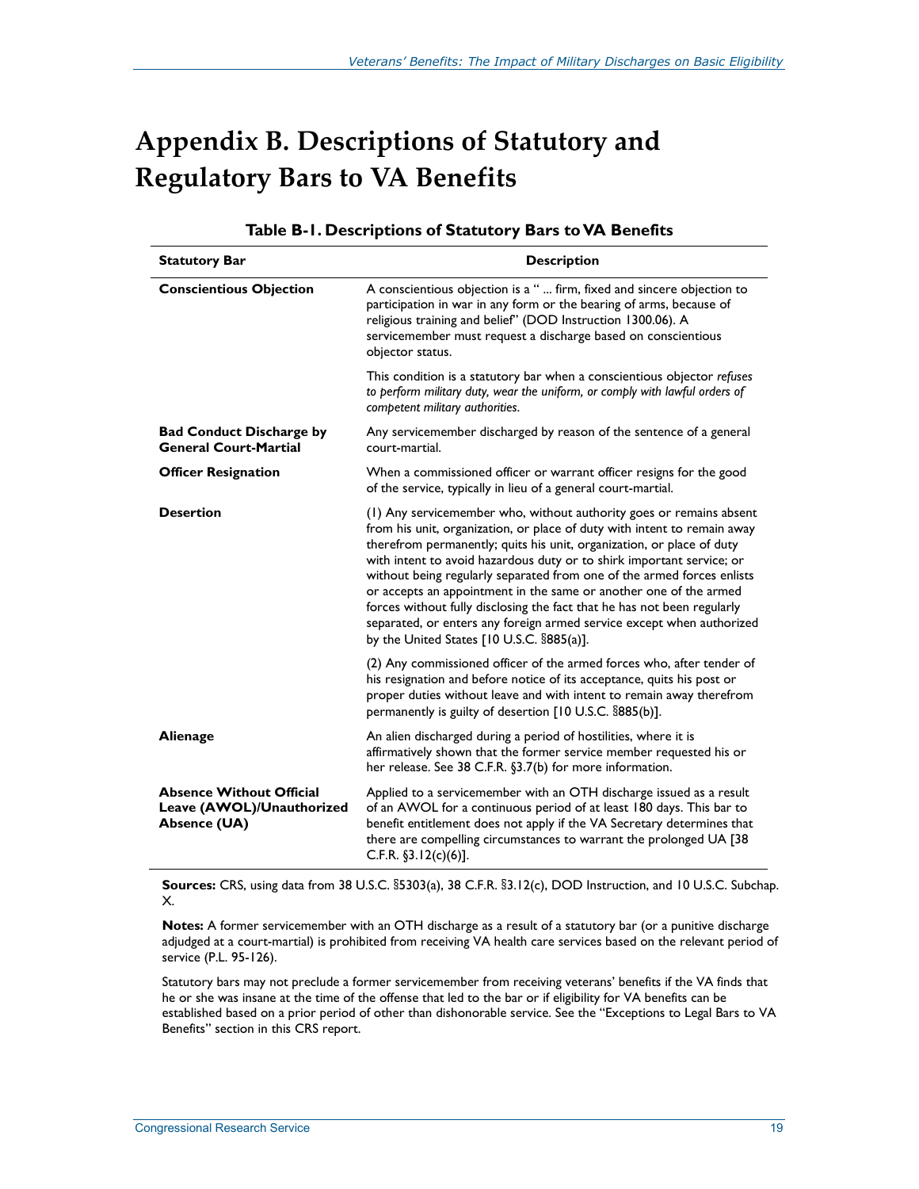# Appendix B. Descriptions of Statutory and Regulatory Bars to VA Benefits

**Table B-1. Descriptions of Statutory Bars to VA Benefits**

| Statutory Bar | Description |
|---|---|
| **Conscientious Objection** | A conscientious objection is a " ... firm, fixed and sincere objection to participation in war in any form or the bearing of arms, because of religious training and belief" (DOD Instruction 1300.06). A servicemember must request a discharge based on conscientious objector status. |
| | This condition is a statutory bar when a conscientious objector *refuses to perform military duty, wear the uniform, or comply with lawful orders of competent military authorities*. |
| **Bad Conduct Discharge by General Court-Martial** | Any servicemember discharged by reason of the sentence of a general court-martial. |
| **Officer Resignation** | When a commissioned officer or warrant officer resigns for the good of the service, typically in lieu of a general court-martial. |
| **Desertion** | (1) Any servicemember who, without authority goes or remains absent from his unit, organization, or place of duty with intent to remain away therefrom permanently; quits his unit, organization, or place of duty with intent to avoid hazardous duty or to shirk important service; or without being regularly separated from one of the armed forces enlists or accepts an appointment in the same or another one of the armed forces without fully disclosing the fact that he has not been regularly separated, or enters any foreign armed service except when authorized by the United States [10 U.S.C. §885(a)]. |
| | (2) Any commissioned officer of the armed forces who, after tender of his resignation and before notice of its acceptance, quits his post or proper duties without leave and with intent to remain away therefrom permanently is guilty of desertion [10 U.S.C. §885(b)]. |
| **Alienage** | An alien discharged during a period of hostilities, where it is affirmatively shown that the former service member requested his or her release. See 38 C.F.R. §3.7(b) for more information. |
| **Absence Without Official Leave (AWOL)/Unauthorized Absence (UA)** | Applied to a servicemember with an OTH discharge issued as a result of an AWOL for a continuous period of at least 180 days. This bar to benefit entitlement does not apply if the VA Secretary determines that there are compelling circumstances to warrant the prolonged UA [38 C.F.R. §3.12(c)(6)]. |

**Sources:** CRS, using data from 38 U.S.C. §5303(a), 38 C.F.R. §3.12(c), DOD Instruction, and 10 U.S.C. Subchap. X.

**Notes:** A former servicemember with an OTH discharge as a result of a statutory bar (or a punitive discharge adjudged at a court-martial) is prohibited from receiving VA health care services based on the relevant period of service (P.L. 95-126).

Statutory bars may not preclude a former servicemember from receiving veterans' benefits if the VA finds that he or she was insane at the time of the offense that led to the bar or if eligibility for VA benefits can be established based on a prior period of other than dishonorable service. See the "Exceptions to Legal Bars to VA Benefits" section in this CRS report.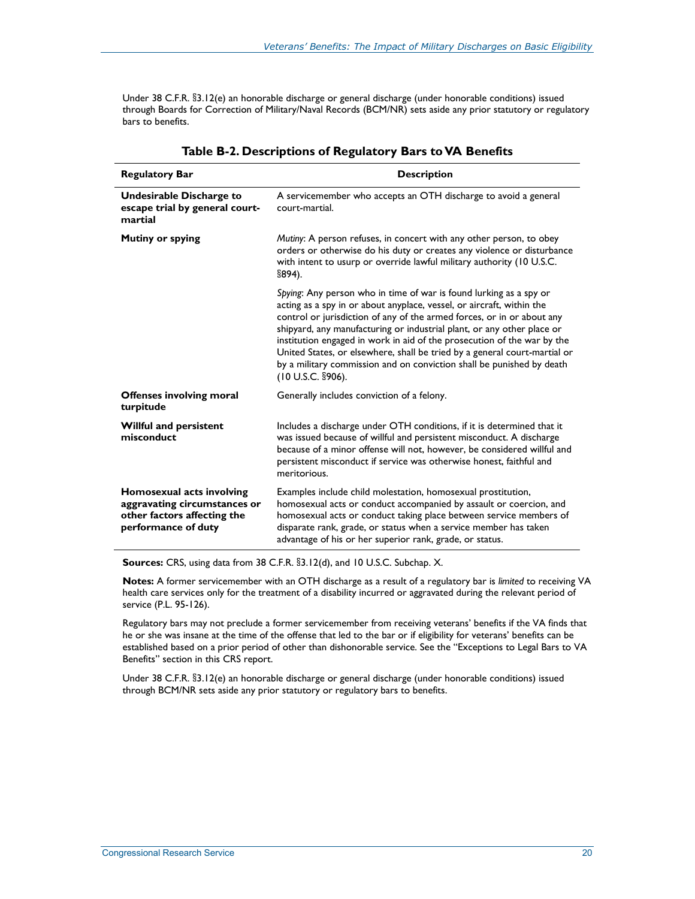Under 38 C.F.R. §3.12(e) an honorable discharge or general discharge (under honorable conditions) issued through Boards for Correction of Military/Naval Records (BCM/NR) sets aside any prior statutory or regulatory bars to benefits.

**Table B-2. Descriptions of Regulatory Bars to VA Benefits**

| Regulatory Bar | Description |
|---|---|
| **Undesirable Discharge to escape trial by general court-martial** | A servicemember who accepts an OTH discharge to avoid a general court-martial. |
| **Mutiny or spying** | *Mutiny*: A person refuses, in concert with any other person, to obey orders or otherwise do his duty or creates any violence or disturbance with intent to usurp or override lawful military authority (10 U.S.C. §894).<br><br>*Spying*: Any person who in time of war is found lurking as a spy or acting as a spy in or about anyplace, vessel, or aircraft, within the control or jurisdiction of any of the armed forces, or in or about any shipyard, any manufacturing or industrial plant, or any other place or institution engaged in work in aid of the prosecution of the war by the United States, or elsewhere, shall be tried by a general court-martial or by a military commission and on conviction shall be punished by death (10 U.S.C. §906). |
| **Offenses involving moral turpitude** | Generally includes conviction of a felony. |
| **Willful and persistent misconduct** | Includes a discharge under OTH conditions, if it is determined that it was issued because of willful and persistent misconduct. A discharge because of a minor offense will not, however, be considered willful and persistent misconduct if service was otherwise honest, faithful and meritorious. |
| **Homosexual acts involving aggravating circumstances or other factors affecting the performance of duty** | Examples include child molestation, homosexual prostitution, homosexual acts or conduct accompanied by assault or coercion, and homosexual acts or conduct taking place between service members of disparate rank, grade, or status when a service member has taken advantage of his or her superior rank, grade, or status. |

**Sources:** CRS, using data from 38 C.F.R. §3.12(d), and 10 U.S.C. Subchap. X.

**Notes:** A former servicemember with an OTH discharge as a result of a regulatory bar is *limited* to receiving VA health care services only for the treatment of a disability incurred or aggravated during the relevant period of service (P.L. 95-126).

Regulatory bars may not preclude a former servicemember from receiving veterans' benefits if the VA finds that he or she was insane at the time of the offense that led to the bar or if eligibility for veterans' benefits can be established based on a prior period of other than dishonorable service. See the "Exceptions to Legal Bars to VA Benefits" section in this CRS report.

Under 38 C.F.R. §3.12(e) an honorable discharge or general discharge (under honorable conditions) issued through BCM/NR sets aside any prior statutory or regulatory bars to benefits.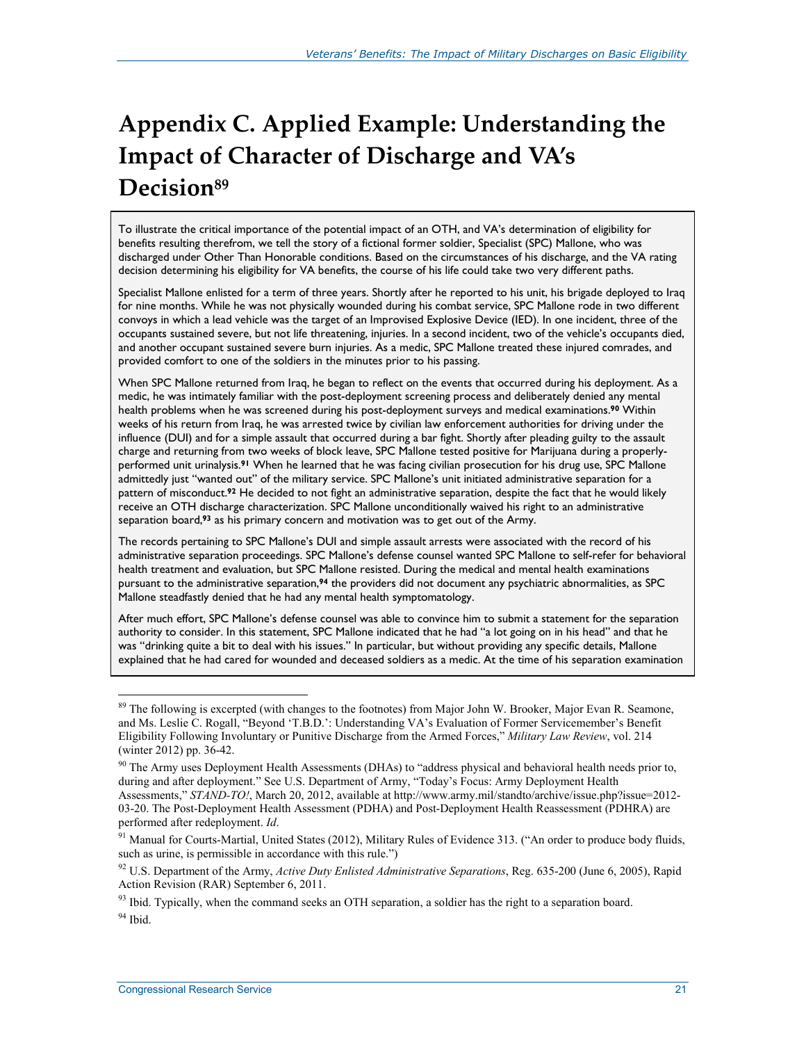# Appendix C. Applied Example: Understanding the Impact of Character of Discharge and VA's Decision[89]

To illustrate the critical importance of the potential impact of an OTH, and VA's determination of eligibility for benefits resulting therefrom, we tell the story of a fictional former soldier, Specialist (SPC) Mallone, who was discharged under Other Than Honorable conditions. Based on the circumstances of his discharge, and the VA rating decision determining his eligibility for VA benefits, the course of his life could take two very different paths.

Specialist Mallone enlisted for a term of three years. Shortly after he reported to his unit, his brigade deployed to Iraq for nine months. While he was not physically wounded during his combat service, SPC Mallone rode in two different convoys in which a lead vehicle was the target of an Improvised Explosive Device (IED). In one incident, three of the occupants sustained severe, but not life threatening, injuries. In a second incident, two of the vehicle's occupants died, and another occupant sustained severe burn injuries. As a medic, SPC Mallone treated these injured comrades, and provided comfort to one of the soldiers in the minutes prior to his passing.

When SPC Mallone returned from Iraq, he began to reflect on the events that occurred during his deployment. As a medic, he was intimately familiar with the post-deployment screening process and deliberately denied any mental health problems when he was screened during his post-deployment surveys and medical examinations.[90] Within weeks of his return from Iraq, he was arrested twice by civilian law enforcement authorities for driving under the influence (DUI) and for a simple assault that occurred during a bar fight. Shortly after pleading guilty to the assault charge and returning from two weeks of block leave, SPC Mallone tested positive for Marijuana during a properly-performed unit urinalysis.[91] When he learned that he was facing civilian prosecution for his drug use, SPC Mallone admittedly just "wanted out" of the military service. SPC Mallone's unit initiated administrative separation for a pattern of misconduct.[92] He decided to not fight an administrative separation, despite the fact that he would likely receive an OTH discharge characterization. SPC Mallone unconditionally waived his right to an administrative separation board,[93] as his primary concern and motivation was to get out of the Army.

The records pertaining to SPC Mallone's DUI and simple assault arrests were associated with the record of his administrative separation proceedings. SPC Mallone's defense counsel wanted SPC Mallone to self-refer for behavioral health treatment and evaluation, but SPC Mallone resisted. During the medical and mental health examinations pursuant to the administrative separation,[94] the providers did not document any psychiatric abnormalities, as SPC Mallone steadfastly denied that he had any mental health symptomatology.

After much effort, SPC Mallone's defense counsel was able to convince him to submit a statement for the separation authority to consider. In this statement, SPC Mallone indicated that he had "a lot going on in his head" and that he was "drinking quite a bit to deal with his issues." In particular, but without providing any specific details, Mallone explained that he had cared for wounded and deceased soldiers as a medic. At the time of his separation examination

---

[89] The following is excerpted (with changes to the footnotes) from Major John W. Brooker, Major Evan R. Seamone, and Ms. Leslie C. Rogall, "Beyond 'T.B.D.': Understanding VA's Evaluation of Former Servicemember's Benefit Eligibility Following Involuntary or Punitive Discharge from the Armed Forces," *Military Law Review*, vol. 214 (winter 2012) pp. 36-42.

[90] The Army uses Deployment Health Assessments (DHAs) to "address physical and behavioral health needs prior to, during and after deployment." See U.S. Department of Army, "Today's Focus: Army Deployment Health Assessments," *STAND-TO!*, March 20, 2012, available at http://www.army.mil/standto/archive/issue.php?issue=2012-03-20. The Post-Deployment Health Assessment (PDHA) and Post-Deployment Health Reassessment (PDHRA) are performed after redeployment. *Id*.

[91] Manual for Courts-Martial, United States (2012), Military Rules of Evidence 313. ("An order to produce body fluids, such as urine, is permissible in accordance with this rule.")

[92] U.S. Department of the Army, *Active Duty Enlisted Administrative Separations*, Reg. 635-200 (June 6, 2005), Rapid Action Revision (RAR) September 6, 2011.

[93] Ibid. Typically, when the command seeks an OTH separation, a soldier has the right to a separation board.

[94] Ibid.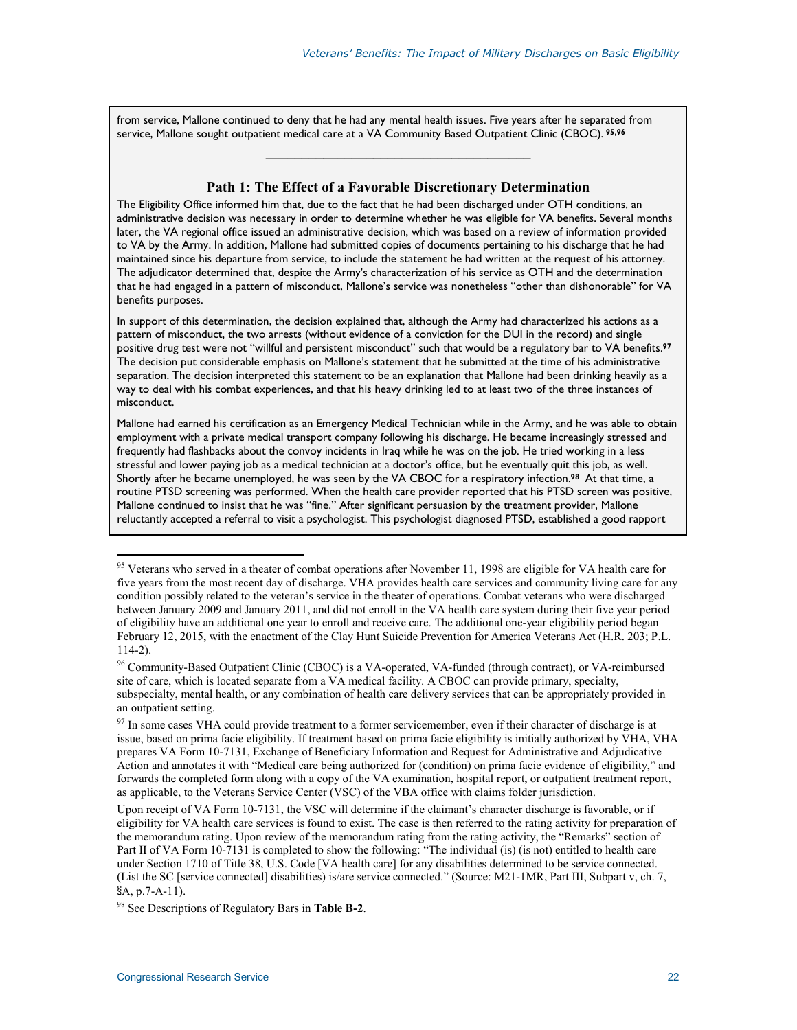from service, Mallone continued to deny that he had any mental health issues. Five years after he separated from service, Mallone sought outpatient medical care at a VA Community Based Outpatient Clinic (CBOC).[95,96]

---

### Path 1: The Effect of a Favorable Discretionary Determination

The Eligibility Office informed him that, due to the fact that he had been discharged under OTH conditions, an administrative decision was necessary in order to determine whether he was eligible for VA benefits. Several months later, the VA regional office issued an administrative decision, which was based on a review of information provided to VA by the Army. In addition, Mallone had submitted copies of documents pertaining to his discharge that he had maintained since his departure from service, to include the statement he had written at the request of his attorney. The adjudicator determined that, despite the Army's characterization of his service as OTH and the determination that he had engaged in a pattern of misconduct, Mallone's service was nonetheless "other than dishonorable" for VA benefits purposes.

In support of this determination, the decision explained that, although the Army had characterized his actions as a pattern of misconduct, the two arrests (without evidence of a conviction for the DUI in the record) and single positive drug test were not "willful and persistent misconduct" such that would be a regulatory bar to VA benefits.[97] The decision put considerable emphasis on Mallone's statement that he submitted at the time of his administrative separation. The decision interpreted this statement to be an explanation that Mallone had been drinking heavily as a way to deal with his combat experiences, and that his heavy drinking led to at least two of the three instances of misconduct.

Mallone had earned his certification as an Emergency Medical Technician while in the Army, and he was able to obtain employment with a private medical transport company following his discharge. He became increasingly stressed and frequently had flashbacks about the convoy incidents in Iraq while he was on the job. He tried working in a less stressful and lower paying job as a medical technician at a doctor's office, but he eventually quit this job, as well. Shortly after he became unemployed, he was seen by the VA CBOC for a respiratory infection.[98] At that time, a routine PTSD screening was performed. When the health care provider reported that his PTSD screen was positive, Mallone continued to insist that he was "fine." After significant persuasion by the treatment provider, Mallone reluctantly accepted a referral to visit a psychologist. This psychologist diagnosed PTSD, established a good rapport

---

[95] Veterans who served in a theater of combat operations after November 11, 1998 are eligible for VA health care for five years from the most recent day of discharge. VHA provides health care services and community living care for any condition possibly related to the veteran's service in the theater of operations. Combat veterans who were discharged between January 2009 and January 2011, and did not enroll in the VA health care system during their five year period of eligibility have an additional one year to enroll and receive care. The additional one-year eligibility period began February 12, 2015, with the enactment of the Clay Hunt Suicide Prevention for America Veterans Act (H.R. 203; P.L. 114-2).

[96] Community-Based Outpatient Clinic (CBOC) is a VA-operated, VA-funded (through contract), or VA-reimbursed site of care, which is located separate from a VA medical facility. A CBOC can provide primary, specialty, subspecialty, mental health, or any combination of health care delivery services that can be appropriately provided in an outpatient setting.

[97] In some cases VHA could provide treatment to a former servicemember, even if their character of discharge is at issue, based on prima facie eligibility. If treatment based on prima facie eligibility is initially authorized by VHA, VHA prepares VA Form 10-7131, Exchange of Beneficiary Information and Request for Administrative and Adjudicative Action and annotates it with "Medical care being authorized for (condition) on prima facie evidence of eligibility," and forwards the completed form along with a copy of the VA examination, hospital report, or outpatient treatment report, as applicable, to the Veterans Service Center (VSC) of the VBA office with claims folder jurisdiction.

Upon receipt of VA Form 10-7131, the VSC will determine if the claimant's character discharge is favorable, or if eligibility for VA health care services is found to exist. The case is then referred to the rating activity for preparation of the memorandum rating. Upon review of the memorandum rating from the rating activity, the "Remarks" section of Part II of VA Form 10-7131 is completed to show the following: "The individual (is) (is not) entitled to health care under Section 1710 of Title 38, U.S. Code [VA health care] for any disabilities determined to be service connected. (List the SC [service connected] disabilities) is/are service connected." (Source: M21-1MR, Part III, Subpart v, ch. 7, §A, p.7-A-11).

[98] See Descriptions of Regulatory Bars in **Table B-2**.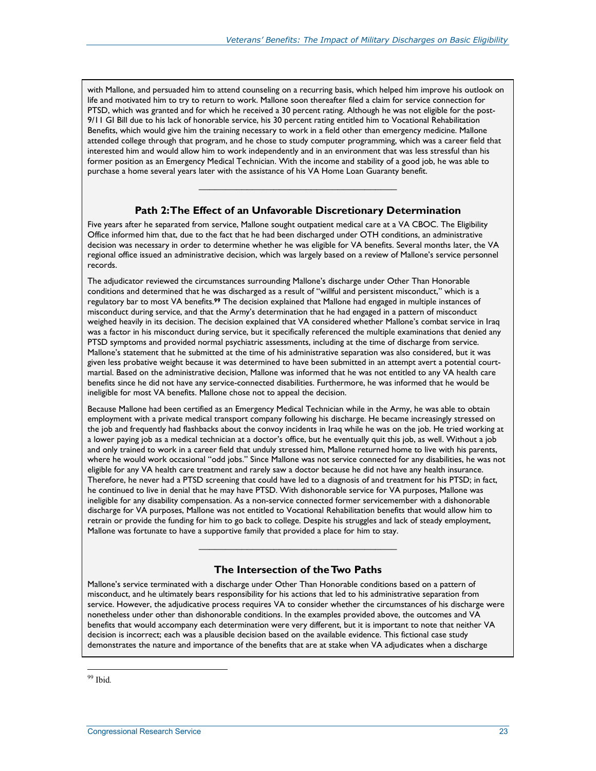with Mallone, and persuaded him to attend counseling on a recurring basis, which helped him improve his outlook on life and motivated him to try to return to work. Mallone soon thereafter filed a claim for service connection for PTSD, which was granted and for which he received a 30 percent rating. Although he was not eligible for the post-9/11 GI Bill due to his lack of honorable service, his 30 percent rating entitled him to Vocational Rehabilitation Benefits, which would give him the training necessary to work in a field other than emergency medicine. Mallone attended college through that program, and he chose to study computer programming, which was a career field that interested him and would allow him to work independently and in an environment that was less stressful than his former position as an Emergency Medical Technician. With the income and stability of a good job, he was able to purchase a home several years later with the assistance of his VA Home Loan Guaranty benefit.

---

### Path 2: The Effect of an Unfavorable Discretionary Determination

Five years after he separated from service, Mallone sought outpatient medical care at a VA CBOC. The Eligibility Office informed him that, due to the fact that he had been discharged under OTH conditions, an administrative decision was necessary in order to determine whether he was eligible for VA benefits. Several months later, the VA regional office issued an administrative decision, which was largely based on a review of Mallone's service personnel records.

The adjudicator reviewed the circumstances surrounding Mallone's discharge under Other Than Honorable conditions and determined that he was discharged as a result of "willful and persistent misconduct," which is a regulatory bar to most VA benefits.[99] The decision explained that Mallone had engaged in multiple instances of misconduct during service, and that the Army's determination that he had engaged in a pattern of misconduct weighed heavily in its decision. The decision explained that VA considered whether Mallone's combat service in Iraq was a factor in his misconduct during service, but it specifically referenced the multiple examinations that denied any PTSD symptoms and provided normal psychiatric assessments, including at the time of discharge from service. Mallone's statement that he submitted at the time of his administrative separation was also considered, but it was given less probative weight because it was determined to have been submitted in an attempt avert a potential court-martial. Based on the administrative decision, Mallone was informed that he was not entitled to any VA health care benefits since he did not have any service-connected disabilities. Furthermore, he was informed that he would be ineligible for most VA benefits. Mallone chose not to appeal the decision.

Because Mallone had been certified as an Emergency Medical Technician while in the Army, he was able to obtain employment with a private medical transport company following his discharge. He became increasingly stressed on the job and frequently had flashbacks about the convoy incidents in Iraq while he was on the job. He tried working at a lower paying job as a medical technician at a doctor's office, but he eventually quit this job, as well. Without a job and only trained to work in a career field that unduly stressed him, Mallone returned home to live with his parents, where he would work occasional "odd jobs." Since Mallone was not service connected for any disabilities, he was not eligible for any VA health care treatment and rarely saw a doctor because he did not have any health insurance. Therefore, he never had a PTSD screening that could have led to a diagnosis of and treatment for his PTSD; in fact, he continued to live in denial that he may have PTSD. With dishonorable service for VA purposes, Mallone was ineligible for any disability compensation. As a non-service connected former servicemember with a dishonorable discharge for VA purposes, Mallone was not entitled to Vocational Rehabilitation benefits that would allow him to retrain or provide the funding for him to go back to college. Despite his struggles and lack of steady employment, Mallone was fortunate to have a supportive family that provided a place for him to stay.

---

### The Intersection of the Two Paths

Mallone's service terminated with a discharge under Other Than Honorable conditions based on a pattern of misconduct, and he ultimately bears responsibility for his actions that led to his administrative separation from service. However, the adjudicative process requires VA to consider whether the circumstances of his discharge were nonetheless under other than dishonorable conditions. In the examples provided above, the outcomes and VA benefits that would accompany each determination were very different, but it is important to note that neither VA decision is incorrect; each was a plausible decision based on the available evidence. This fictional case study demonstrates the nature and importance of the benefits that are at stake when VA adjudicates when a discharge

[99] Ibid.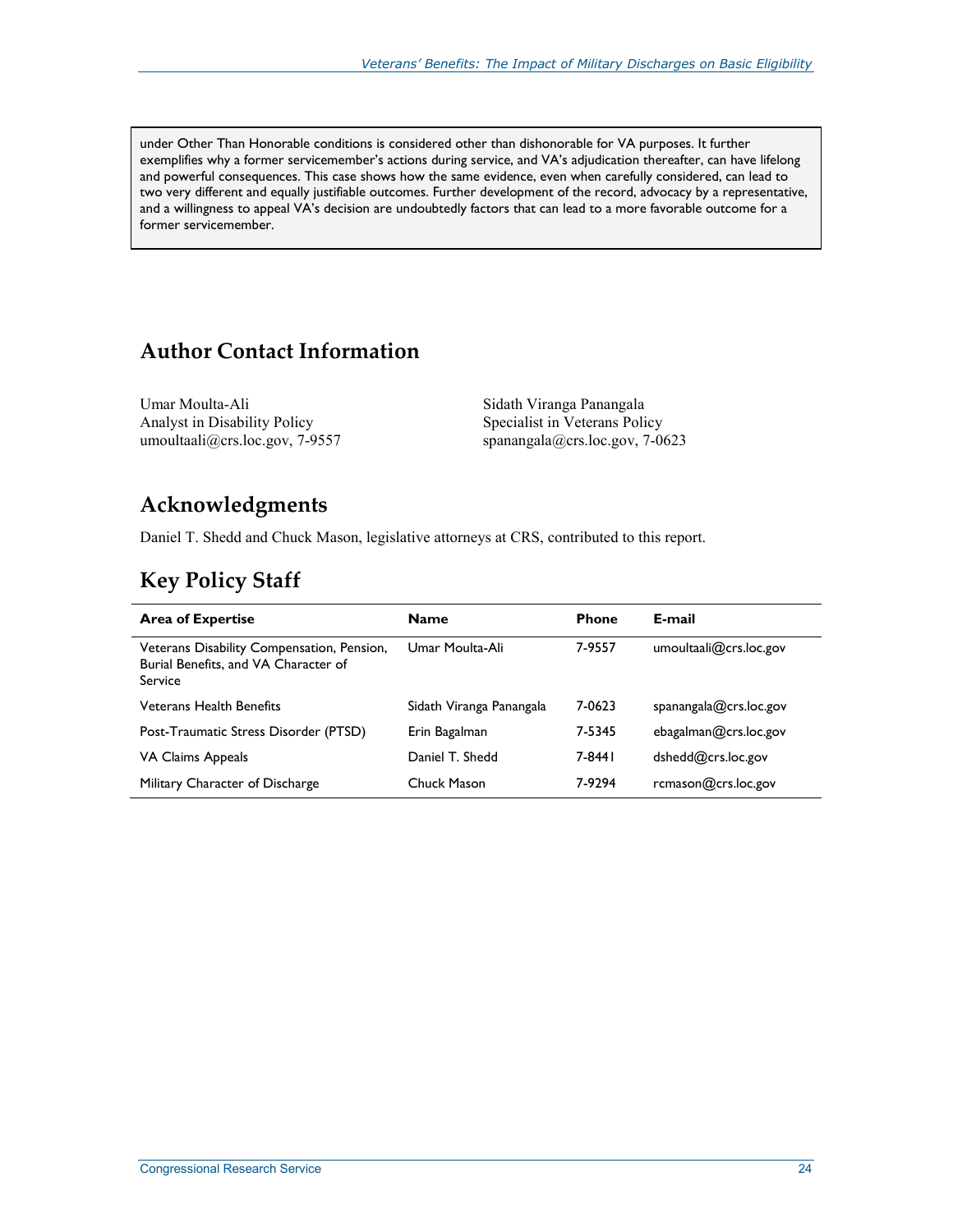under Other Than Honorable conditions is considered other than dishonorable for VA purposes. It further exemplifies why a former servicemember's actions during service, and VA's adjudication thereafter, can have lifelong and powerful consequences. This case shows how the same evidence, even when carefully considered, can lead to two very different and equally justifiable outcomes. Further development of the record, advocacy by a representative, and a willingness to appeal VA's decision are undoubtedly factors that can lead to a more favorable outcome for a former servicemember.

## Author Contact Information

Umar Moulta-Ali
Analyst in Disability Policy
umoultaali@crs.loc.gov, 7-9557

Sidath Viranga Panangala
Specialist in Veterans Policy
spanangala@crs.loc.gov, 7-0623

## Acknowledgments

Daniel T. Shedd and Chuck Mason, legislative attorneys at CRS, contributed to this report.

## Key Policy Staff

| Area of Expertise | Name | Phone | E-mail |
|---|---|---|---|
| Veterans Disability Compensation, Pension, Burial Benefits, and VA Character of Service | Umar Moulta-Ali | 7-9557 | umoultaali@crs.loc.gov |
| Veterans Health Benefits | Sidath Viranga Panangala | 7-0623 | spanangala@crs.loc.gov |
| Post-Traumatic Stress Disorder (PTSD) | Erin Bagalman | 7-5345 | ebagalman@crs.loc.gov |
| VA Claims Appeals | Daniel T. Shedd | 7-8441 | dshedd@crs.loc.gov |
| Military Character of Discharge | Chuck Mason | 7-9294 | rcmason@crs.loc.gov |